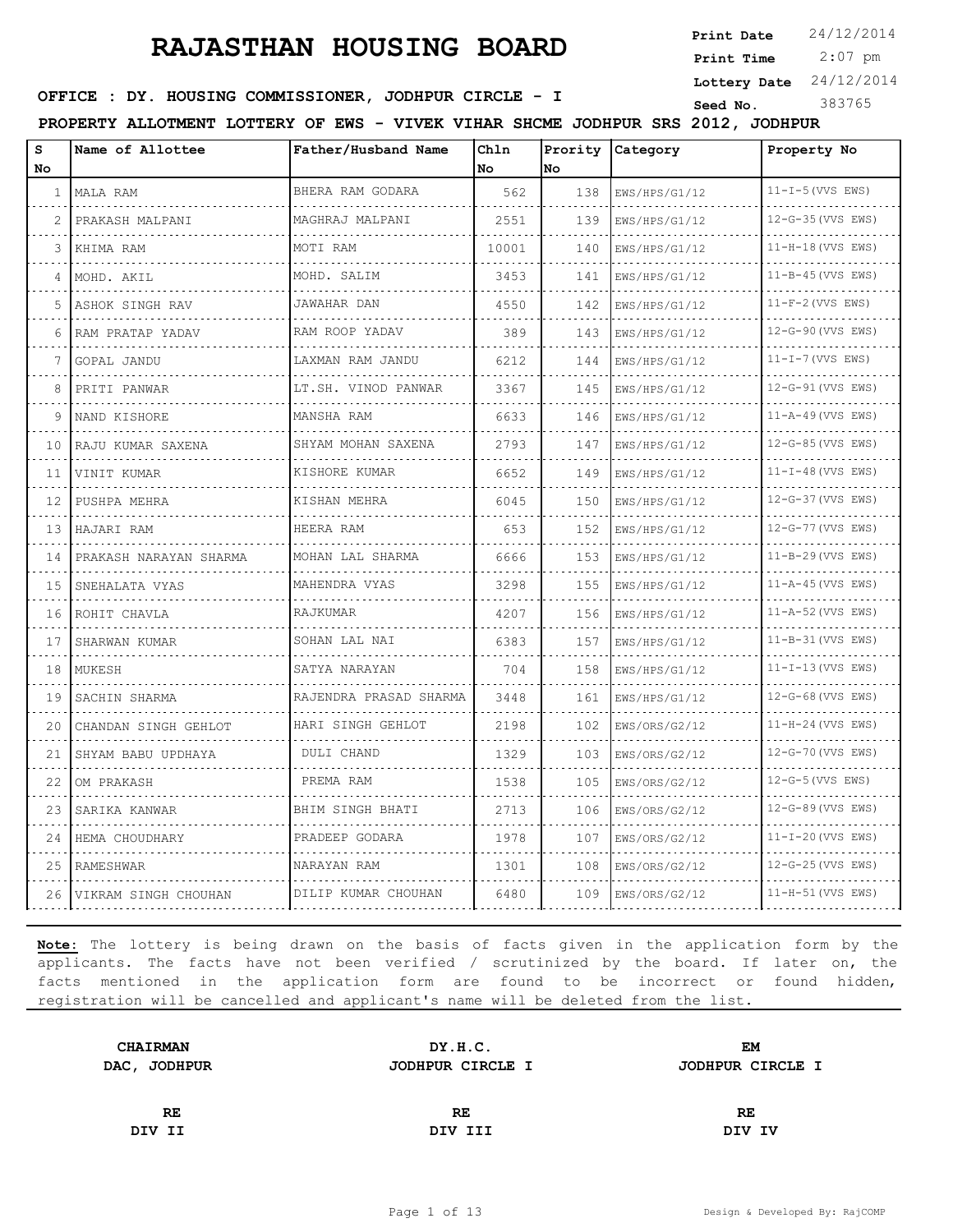# RAJASTHAN HOUSING BOARD

**Print Date** 24/12/2014
**Print Time** 2:07 pm
**Lottery Date** 24/12/2014
**Seed No.** 383765

**OFFICE : DY. HOUSING COMMISSIONER, JODHPUR CIRCLE - I**

**PROPERTY ALLOTMENT LOTTERY OF EWS - VIVEK VIHAR SHCME JODHPUR SRS 2012, JODHPUR**

| S No | Name of Allottee | Father/Husband Name | Chln No | Prority No | Category | Property No |
|---|---|---|---|---|---|---|
| 1 | MALA RAM | BHERA RAM GODARA | 562 | 138 | EWS/HPS/G1/12 | 11-I-5(VVS EWS) |
| 2 | PRAKASH MALPANI | MAGHRAJ MALPANI | 2551 | 139 | EWS/HPS/G1/12 | 12-G-35(VVS EWS) |
| 3 | KHIMA RAM | MOTI RAM | 10001 | 140 | EWS/HPS/G1/12 | 11-H-18(VVS EWS) |
| 4 | MOHD. AKIL | MOHD. SALIM | 3453 | 141 | EWS/HPS/G1/12 | 11-B-45(VVS EWS) |
| 5 | ASHOK SINGH RAV | JAWAHAR DAN | 4550 | 142 | EWS/HPS/G1/12 | 11-F-2(VVS EWS) |
| 6 | RAM PRATAP YADAV | RAM ROOP YADAV | 389 | 143 | EWS/HPS/G1/12 | 12-G-90(VVS EWS) |
| 7 | GOPAL JANDU | LAXMAN RAM JANDU | 6212 | 144 | EWS/HPS/G1/12 | 11-I-7(VVS EWS) |
| 8 | PRITI PANWAR | LT.SH. VINOD PANWAR | 3367 | 145 | EWS/HPS/G1/12 | 12-G-91(VVS EWS) |
| 9 | NAND KISHORE | MANSHA RAM | 6633 | 146 | EWS/HPS/G1/12 | 11-A-49(VVS EWS) |
| 10 | RAJU KUMAR SAXENA | SHYAM MOHAN SAXENA | 2793 | 147 | EWS/HPS/G1/12 | 12-G-85(VVS EWS) |
| 11 | VINIT KUMAR | KISHORE KUMAR | 6652 | 149 | EWS/HPS/G1/12 | 11-I-48(VVS EWS) |
| 12 | PUSHPA MEHRA | KISHAN MEHRA | 6045 | 150 | EWS/HPS/G1/12 | 12-G-37(VVS EWS) |
| 13 | HAJARI RAM | HEERA RAM | 653 | 152 | EWS/HPS/G1/12 | 12-G-77(VVS EWS) |
| 14 | PRAKASH NARAYAN SHARMA | MOHAN LAL SHARMA | 6666 | 153 | EWS/HPS/G1/12 | 11-B-29(VVS EWS) |
| 15 | SNEHALATA VYAS | MAHENDRA VYAS | 3298 | 155 | EWS/HPS/G1/12 | 11-A-45(VVS EWS) |
| 16 | ROHIT CHAVLA | RAJKUMAR | 4207 | 156 | EWS/HPS/G1/12 | 11-A-52(VVS EWS) |
| 17 | SHARWAN KUMAR | SOHAN LAL NAI | 6383 | 157 | EWS/HPS/G1/12 | 11-B-31(VVS EWS) |
| 18 | MUKESH | SATYA NARAYAN | 704 | 158 | EWS/HPS/G1/12 | 11-I-13(VVS EWS) |
| 19 | SACHIN SHARMA | RAJENDRA PRASAD SHARMA | 3448 | 161 | EWS/HPS/G1/12 | 12-G-68(VVS EWS) |
| 20 | CHANDAN SINGH GEHLOT | HARI SINGH GEHLOT | 2198 | 102 | EWS/ORS/G2/12 | 11-H-24(VVS EWS) |
| 21 | SHYAM BABU UPDHAYA | DULI CHAND | 1329 | 103 | EWS/ORS/G2/12 | 12-G-70(VVS EWS) |
| 22 | OM PRAKASH | PREMA RAM | 1538 | 105 | EWS/ORS/G2/12 | 12-G-5(VVS EWS) |
| 23 | SARIKA KANWAR | BHIM SINGH BHATI | 2713 | 106 | EWS/ORS/G2/12 | 12-G-89(VVS EWS) |
| 24 | HEMA CHOUDHARY | PRADEEP GODARA | 1978 | 107 | EWS/ORS/G2/12 | 11-I-20(VVS EWS) |
| 25 | RAMESHWAR | NARAYAN RAM | 1301 | 108 | EWS/ORS/G2/12 | 12-G-25(VVS EWS) |
| 26 | VIKRAM SINGH CHOUHAN | DILIP KUMAR CHOUHAN | 6480 | 109 | EWS/ORS/G2/12 | 11-H-51(VVS EWS) |

**Note:** The lottery is being drawn on the basis of facts given in the application form by the applicants. The facts have not been verified / scrutinized by the board. If later on, the facts mentioned in the application form are found to be incorrect or found hidden, registration will be cancelled and applicant's name will be deleted from the list.

| **CHAIRMAN** | **DY.H.C.** | **EM** |
|---|---|---|
| **DAC, JODHPUR** | **JODHPUR CIRCLE I** | **JODHPUR CIRCLE I** |
| **RE** | **RE** | **RE** |
| **DIV II** | **DIV III** | **DIV IV** |

Design & Developed By: RajCOMP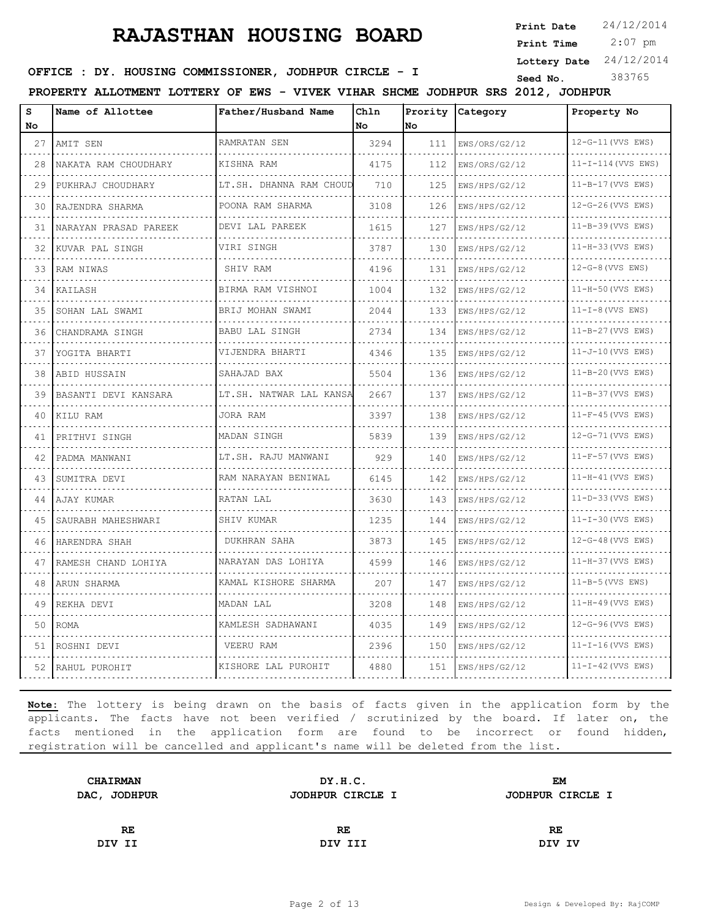# RAJASTHAN HOUSING BOARD

**Print Date** 24/12/2014
**Print Time** 2:07 pm
**Lottery Date** 24/12/2014
**Seed No.** 383765

**OFFICE : DY. HOUSING COMMISSIONER, JODHPUR CIRCLE - I**

**PROPERTY ALLOTMENT LOTTERY OF EWS - VIVEK VIHAR SHCME JODHPUR SRS 2012, JODHPUR**

| S No | Name of Allottee | Father/Husband Name | Chln No | Prority No | Category | Property No |
|---|---|---|---|---|---|---|
| 27 | AMIT SEN | RAMRATAN SEN | 3294 | 111 | EWS/ORS/G2/12 | 12-G-11(VVS EWS) |
| 28 | NAKATA RAM CHOUDHARY | KISHNA RAM | 4175 | 112 | EWS/ORS/G2/12 | 11-I-114(VVS EWS) |
| 29 | PUKHRAJ CHOUDHARY | LT.SH. DHANNA RAM CHOUD | 710 | 125 | EWS/HPS/G2/12 | 11-B-17(VVS EWS) |
| 30 | RAJENDRA SHARMA | POONA RAM SHARMA | 3108 | 126 | EWS/HPS/G2/12 | 12-G-26(VVS EWS) |
| 31 | NARAYAN PRASAD PAREEK | DEVI LAL PAREEK | 1615 | 127 | EWS/HPS/G2/12 | 11-B-39(VVS EWS) |
| 32 | KUVAR PAL SINGH | VIRI SINGH | 3787 | 130 | EWS/HPS/G2/12 | 11-H-33(VVS EWS) |
| 33 | RAM NIWAS | SHIV RAM | 4196 | 131 | EWS/HPS/G2/12 | 12-G-8(VVS EWS) |
| 34 | KAILASH | BIRMA RAM VISHNOI | 1004 | 132 | EWS/HPS/G2/12 | 11-H-50(VVS EWS) |
| 35 | SOHAN LAL SWAMI | BRIJ MOHAN SWAMI | 2044 | 133 | EWS/HPS/G2/12 | 11-I-8(VVS EWS) |
| 36 | CHANDRAMA SINGH | BABU LAL SINGH | 2734 | 134 | EWS/HPS/G2/12 | 11-B-27(VVS EWS) |
| 37 | YOGITA BHARTI | VIJENDRA BHARTI | 4346 | 135 | EWS/HPS/G2/12 | 11-J-10(VVS EWS) |
| 38 | ABID HUSSAIN | SAHAJAD BAX | 5504 | 136 | EWS/HPS/G2/12 | 11-B-20(VVS EWS) |
| 39 | BASANTI DEVI KANSARA | LT.SH. NATWAR LAL KANSA | 2667 | 137 | EWS/HPS/G2/12 | 11-B-37(VVS EWS) |
| 40 | KILU RAM | JORA RAM | 3397 | 138 | EWS/HPS/G2/12 | 11-F-45(VVS EWS) |
| 41 | PRITHVI SINGH | MADAN SINGH | 5839 | 139 | EWS/HPS/G2/12 | 12-G-71(VVS EWS) |
| 42 | PADMA MANWANI | LT.SH. RAJU MANWANI | 929 | 140 | EWS/HPS/G2/12 | 11-F-57(VVS EWS) |
| 43 | SUMITRA DEVI | RAM NARAYAN BENIWAL | 6145 | 142 | EWS/HPS/G2/12 | 11-H-41(VVS EWS) |
| 44 | AJAY KUMAR | RATAN LAL | 3630 | 143 | EWS/HPS/G2/12 | 11-D-33(VVS EWS) |
| 45 | SAURABH MAHESHWARI | SHIV KUMAR | 1235 | 144 | EWS/HPS/G2/12 | 11-I-30(VVS EWS) |
| 46 | HARENDRA SHAH | DUKHRAN SAHA | 3873 | 145 | EWS/HPS/G2/12 | 12-G-48(VVS EWS) |
| 47 | RAMESH CHAND LOHIYA | NARAYAN DAS LOHIYA | 4599 | 146 | EWS/HPS/G2/12 | 11-H-37(VVS EWS) |
| 48 | ARUN SHARMA | KAMAL KISHORE SHARMA | 207 | 147 | EWS/HPS/G2/12 | 11-B-5(VVS EWS) |
| 49 | REKHA DEVI | MADAN LAL | 3208 | 148 | EWS/HPS/G2/12 | 11-H-49(VVS EWS) |
| 50 | ROMA | KAMLESH SADHAWANI | 4035 | 149 | EWS/HPS/G2/12 | 12-G-96(VVS EWS) |
| 51 | ROSHNI DEVI | VEERU RAM | 2396 | 150 | EWS/HPS/G2/12 | 11-I-16(VVS EWS) |
| 52 | RAHUL PUROHIT | KISHORE LAL PUROHIT | 4880 | 151 | EWS/HPS/G2/12 | 11-I-42(VVS EWS) |

**Note:** The lottery is being drawn on the basis of facts given in the application form by the applicants. The facts have not been verified / scrutinized by the board. If later on, the facts mentioned in the application form are found to be incorrect or found hidden, registration will be cancelled and applicant's name will be deleted from the list.

| **CHAIRMAN** | **DY.H.C.** | **EM** |
|---|---|---|
| **DAC, JODHPUR** | **JODHPUR CIRCLE I** | **JODHPUR CIRCLE I** |
| **RE** | **RE** | **RE** |
| **DIV II** | **DIV III** | **DIV IV** |

Design & Developed By: RajCOMP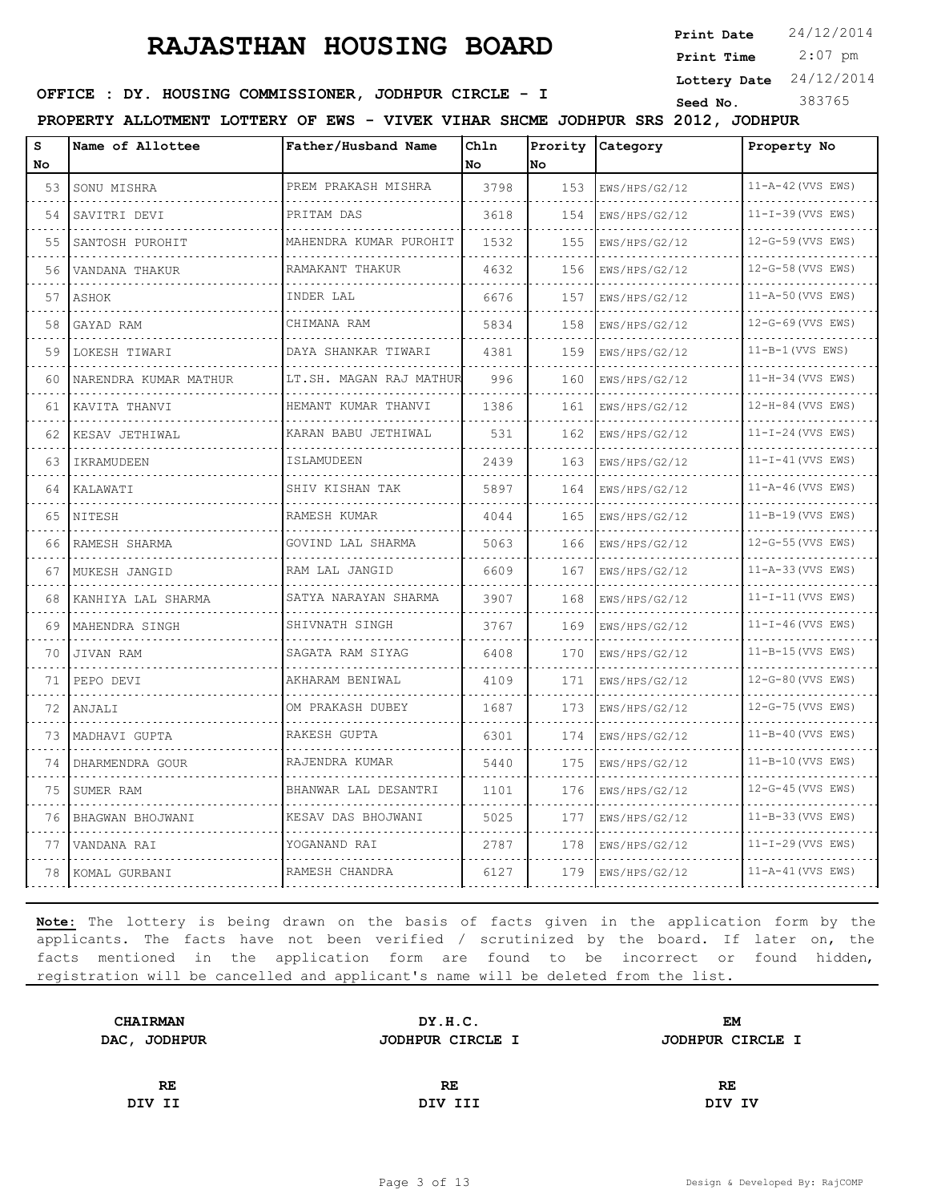# RAJASTHAN HOUSING BOARD

**Print Date** 24/12/2014
**Print Time** 2:07 pm
**Lottery Date** 24/12/2014
**Seed No.** 383765

**OFFICE : DY. HOUSING COMMISSIONER, JODHPUR CIRCLE - I**

**PROPERTY ALLOTMENT LOTTERY OF EWS - VIVEK VIHAR SHCME JODHPUR SRS 2012, JODHPUR**

| S No | Name of Allottee | Father/Husband Name | Chln No | Prority No | Category | Property No |
|---|---|---|---|---|---|---|
| 53 | SONU MISHRA | PREM PRAKASH MISHRA | 3798 | 153 | EWS/HPS/G2/12 | 11-A-42(VVS EWS) |
| 54 | SAVITRI DEVI | PRITAM DAS | 3618 | 154 | EWS/HPS/G2/12 | 11-I-39(VVS EWS) |
| 55 | SANTOSH PUROHIT | MAHENDRA KUMAR PUROHIT | 1532 | 155 | EWS/HPS/G2/12 | 12-G-59(VVS EWS) |
| 56 | VANDANA THAKUR | RAMAKANT THAKUR | 4632 | 156 | EWS/HPS/G2/12 | 12-G-58(VVS EWS) |
| 57 | ASHOK | INDER LAL | 6676 | 157 | EWS/HPS/G2/12 | 11-A-50(VVS EWS) |
| 58 | GAYAD RAM | CHIMANA RAM | 5834 | 158 | EWS/HPS/G2/12 | 12-G-69(VVS EWS) |
| 59 | LOKESH TIWARI | DAYA SHANKAR TIWARI | 4381 | 159 | EWS/HPS/G2/12 | 11-B-1(VVS EWS) |
| 60 | NARENDRA KUMAR MATHUR | LT.SH. MAGAN RAJ MATHUR | 996 | 160 | EWS/HPS/G2/12 | 11-H-34(VVS EWS) |
| 61 | KAVITA THANVI | HEMANT KUMAR THANVI | 1386 | 161 | EWS/HPS/G2/12 | 12-H-84(VVS EWS) |
| 62 | KESAV JETHIWAL | KARAN BABU JETHIWAL | 531 | 162 | EWS/HPS/G2/12 | 11-I-24(VVS EWS) |
| 63 | IKRAMUDEEN | ISLAMUDEEN | 2439 | 163 | EWS/HPS/G2/12 | 11-I-41(VVS EWS) |
| 64 | KALAWATI | SHIV KISHAN TAK | 5897 | 164 | EWS/HPS/G2/12 | 11-A-46(VVS EWS) |
| 65 | NITESH | RAMESH KUMAR | 4044 | 165 | EWS/HPS/G2/12 | 11-B-19(VVS EWS) |
| 66 | RAMESH SHARMA | GOVIND LAL SHARMA | 5063 | 166 | EWS/HPS/G2/12 | 12-G-55(VVS EWS) |
| 67 | MUKESH JANGID | RAM LAL JANGID | 6609 | 167 | EWS/HPS/G2/12 | 11-A-33(VVS EWS) |
| 68 | KANHIYA LAL SHARMA | SATYA NARAYAN SHARMA | 3907 | 168 | EWS/HPS/G2/12 | 11-I-11(VVS EWS) |
| 69 | MAHENDRA SINGH | SHIVNATH SINGH | 3767 | 169 | EWS/HPS/G2/12 | 11-I-46(VVS EWS) |
| 70 | JIVAN RAM | SAGATA RAM SIYAG | 6408 | 170 | EWS/HPS/G2/12 | 11-B-15(VVS EWS) |
| 71 | PEPO DEVI | AKHARAM BENIWAL | 4109 | 171 | EWS/HPS/G2/12 | 12-G-80(VVS EWS) |
| 72 | ANJALI | OM PRAKASH DUBEY | 1687 | 173 | EWS/HPS/G2/12 | 12-G-75(VVS EWS) |
| 73 | MADHAVI GUPTA | RAKESH GUPTA | 6301 | 174 | EWS/HPS/G2/12 | 11-B-40(VVS EWS) |
| 74 | DHARMENDRA GOUR | RAJENDRA KUMAR | 5440 | 175 | EWS/HPS/G2/12 | 11-B-10(VVS EWS) |
| 75 | SUMER RAM | BHANWAR LAL DESANTRI | 1101 | 176 | EWS/HPS/G2/12 | 12-G-45(VVS EWS) |
| 76 | BHAGWAN BHOJWANI | KESAV DAS BHOJWANI | 5025 | 177 | EWS/HPS/G2/12 | 11-B-33(VVS EWS) |
| 77 | VANDANA RAI | YOGANAND RAI | 2787 | 178 | EWS/HPS/G2/12 | 11-I-29(VVS EWS) |
| 78 | KOMAL GURBANI | RAMESH CHANDRA | 6127 | 179 | EWS/HPS/G2/12 | 11-A-41(VVS EWS) |

**Note:** The lottery is being drawn on the basis of facts given in the application form by the applicants. The facts have not been verified / scrutinized by the board. If later on, the facts mentioned in the application form are found to be incorrect or found hidden, registration will be cancelled and applicant's name will be deleted from the list.

| **CHAIRMAN** | **DY.H.C.** | **EM** |
|---|---|---|
| **DAC, JODHPUR** | **JODHPUR CIRCLE I** | **JODHPUR CIRCLE I** |
| **RE** | **RE** | **RE** |
| **DIV II** | **DIV III** | **DIV IV** |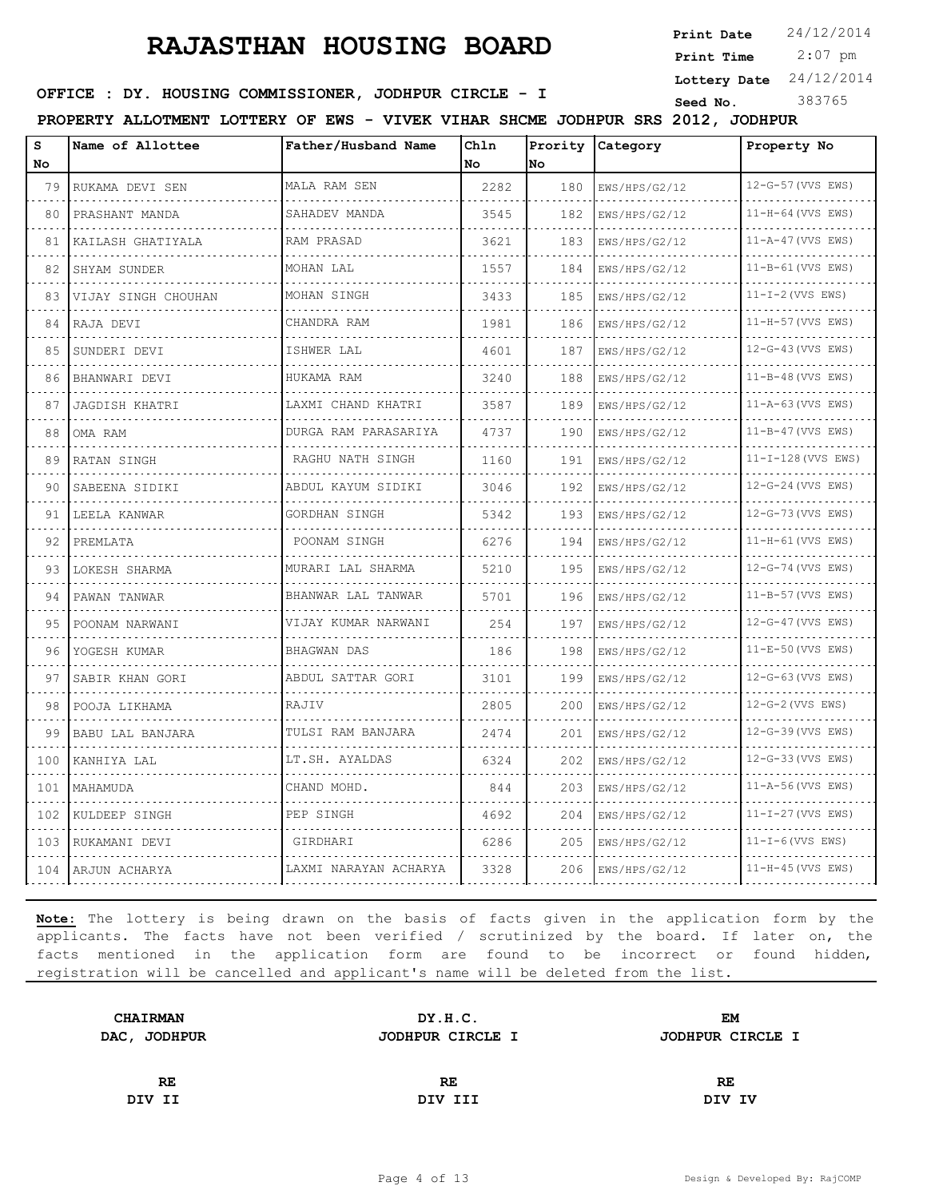# RAJASTHAN HOUSING BOARD

**Print Date** 24/12/2014
**Print Time** 2:07 pm
**Lottery Date** 24/12/2014
**Seed No.** 383765

**OFFICE : DY. HOUSING COMMISSIONER, JODHPUR CIRCLE - I**

**PROPERTY ALLOTMENT LOTTERY OF EWS - VIVEK VIHAR SHCME JODHPUR SRS 2012, JODHPUR**

| S No | Name of Allottee | Father/Husband Name | Chln No | Prority No | Category | Property No |
|---|---|---|---|---|---|---|
| 79 | RUKAMA DEVI SEN | MALA RAM SEN | 2282 | 180 | EWS/HPS/G2/12 | 12-G-57(VVS EWS) |
| 80 | PRASHANT MANDA | SAHADEV MANDA | 3545 | 182 | EWS/HPS/G2/12 | 11-H-64(VVS EWS) |
| 81 | KAILASH GHATIYALA | RAM PRASAD | 3621 | 183 | EWS/HPS/G2/12 | 11-A-47(VVS EWS) |
| 82 | SHYAM SUNDER | MOHAN LAL | 1557 | 184 | EWS/HPS/G2/12 | 11-B-61(VVS EWS) |
| 83 | VIJAY SINGH CHOUHAN | MOHAN SINGH | 3433 | 185 | EWS/HPS/G2/12 | 11-I-2(VVS EWS) |
| 84 | RAJA DEVI | CHANDRA RAM | 1981 | 186 | EWS/HPS/G2/12 | 11-H-57(VVS EWS) |
| 85 | SUNDERI DEVI | ISHWER LAL | 4601 | 187 | EWS/HPS/G2/12 | 12-G-43(VVS EWS) |
| 86 | BHANWARI DEVI | HUKAMA RAM | 3240 | 188 | EWS/HPS/G2/12 | 11-B-48(VVS EWS) |
| 87 | JAGDISH KHATRI | LAXMI CHAND KHATRI | 3587 | 189 | EWS/HPS/G2/12 | 11-A-63(VVS EWS) |
| 88 | OMA RAM | DURGA RAM PARASARIYA | 4737 | 190 | EWS/HPS/G2/12 | 11-B-47(VVS EWS) |
| 89 | RATAN SINGH | RAGHU NATH SINGH | 1160 | 191 | EWS/HPS/G2/12 | 11-I-128(VVS EWS) |
| 90 | SABEENA SIDIKI | ABDUL KAYUM SIDIKI | 3046 | 192 | EWS/HPS/G2/12 | 12-G-24(VVS EWS) |
| 91 | LEELA KANWAR | GORDHAN SINGH | 5342 | 193 | EWS/HPS/G2/12 | 12-G-73(VVS EWS) |
| 92 | PREMLATA | POONAM SINGH | 6276 | 194 | EWS/HPS/G2/12 | 11-H-61(VVS EWS) |
| 93 | LOKESH SHARMA | MURARI LAL SHARMA | 5210 | 195 | EWS/HPS/G2/12 | 12-G-74(VVS EWS) |
| 94 | PAWAN TANWAR | BHANWAR LAL TANWAR | 5701 | 196 | EWS/HPS/G2/12 | 11-B-57(VVS EWS) |
| 95 | POONAM NARWANI | VIJAY KUMAR NARWANI | 254 | 197 | EWS/HPS/G2/12 | 12-G-47(VVS EWS) |
| 96 | YOGESH KUMAR | BHAGWAN DAS | 186 | 198 | EWS/HPS/G2/12 | 11-E-50(VVS EWS) |
| 97 | SABIR KHAN GORI | ABDUL SATTAR GORI | 3101 | 199 | EWS/HPS/G2/12 | 12-G-63(VVS EWS) |
| 98 | POOJA LIKHAMA | RAJIV | 2805 | 200 | EWS/HPS/G2/12 | 12-G-2(VVS EWS) |
| 99 | BABU LAL BANJARA | TULSI RAM BANJARA | 2474 | 201 | EWS/HPS/G2/12 | 12-G-39(VVS EWS) |
| 100 | KANHIYA LAL | LT.SH. AYALDAS | 6324 | 202 | EWS/HPS/G2/12 | 12-G-33(VVS EWS) |
| 101 | MAHAMUDA | CHAND MOHD. | 844 | 203 | EWS/HPS/G2/12 | 11-A-56(VVS EWS) |
| 102 | KULDEEP SINGH | PEP SINGH | 4692 | 204 | EWS/HPS/G2/12 | 11-I-27(VVS EWS) |
| 103 | RUKAMANI DEVI | GIRDHARI | 6286 | 205 | EWS/HPS/G2/12 | 11-I-6(VVS EWS) |
| 104 | ARJUN ACHARYA | LAXMI NARAYAN ACHARYA | 3328 | 206 | EWS/HPS/G2/12 | 11-H-45(VVS EWS) |

**Note:** The lottery is being drawn on the basis of facts given in the application form by the applicants. The facts have not been verified / scrutinized by the board. If later on, the facts mentioned in the application form are found to be incorrect or found hidden, registration will be cancelled and applicant's name will be deleted from the list.

| **CHAIRMAN** | **DY.H.C.** | **EM** |
|---|---|---|
| **DAC, JODHPUR** | **JODHPUR CIRCLE I** | **JODHPUR CIRCLE I** |
| **RE** | **RE** | **RE** |
| **DIV II** | **DIV III** | **DIV IV** |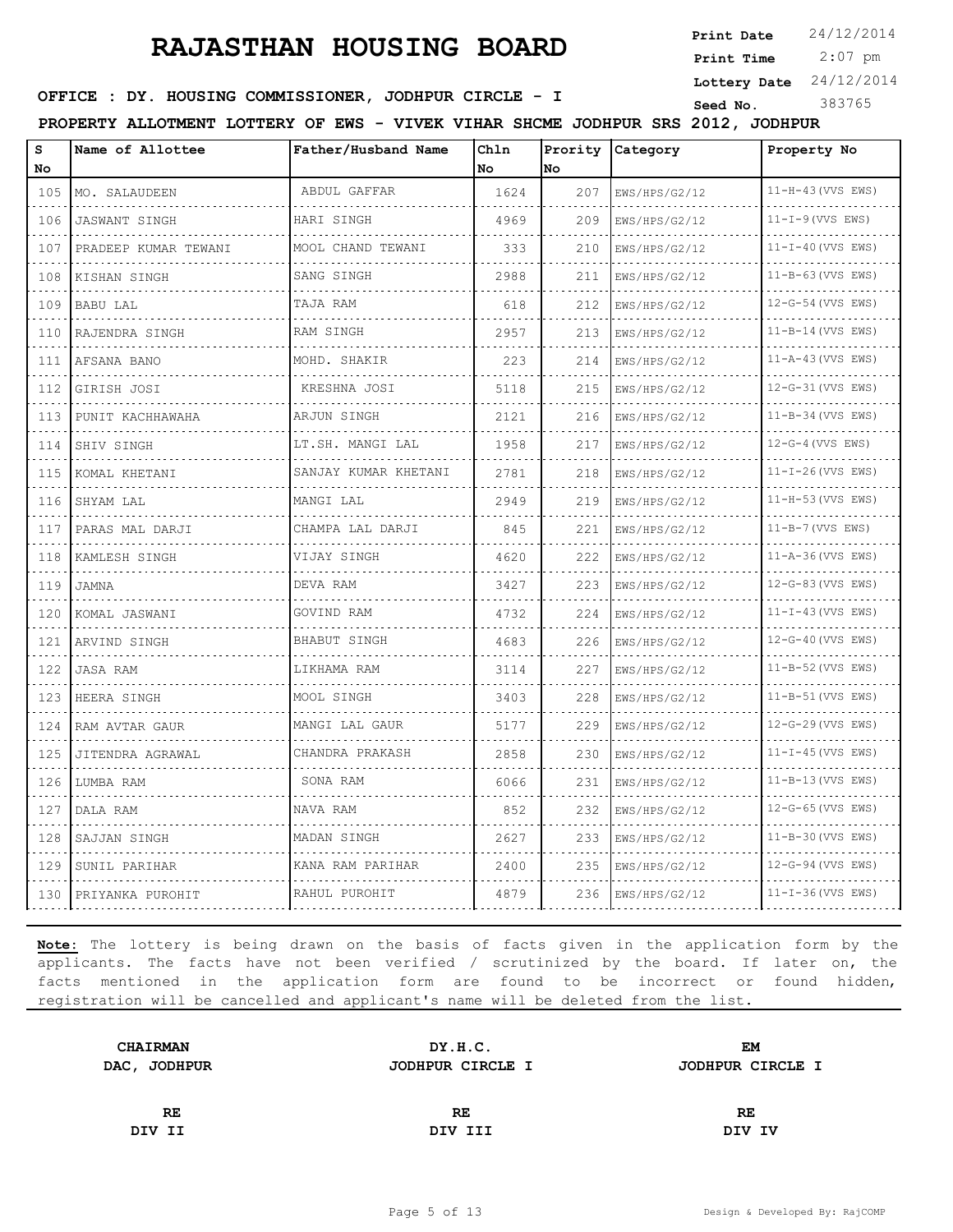# RAJASTHAN HOUSING BOARD

**Print Date** 24/12/2014
**Print Time** 2:07 pm
**Lottery Date** 24/12/2014
**Seed No.** 383765

**OFFICE : DY. HOUSING COMMISSIONER, JODHPUR CIRCLE - I**

**PROPERTY ALLOTMENT LOTTERY OF EWS - VIVEK VIHAR SHCME JODHPUR SRS 2012, JODHPUR**

| S No | Name of Allottee | Father/Husband Name | Chln No | Prority No | Category | Property No |
|---|---|---|---|---|---|---|
| 105 | MO. SALAUDEEN | ABDUL GAFFAR | 1624 | 207 | EWS/HPS/G2/12 | 11-H-43(VVS EWS) |
| 106 | JASWANT SINGH | HARI SINGH | 4969 | 209 | EWS/HPS/G2/12 | 11-I-9(VVS EWS) |
| 107 | PRADEEP KUMAR TEWANI | MOOL CHAND TEWANI | 333 | 210 | EWS/HPS/G2/12 | 11-I-40(VVS EWS) |
| 108 | KISHAN SINGH | SANG SINGH | 2988 | 211 | EWS/HPS/G2/12 | 11-B-63(VVS EWS) |
| 109 | BABU LAL | TAJA RAM | 618 | 212 | EWS/HPS/G2/12 | 12-G-54(VVS EWS) |
| 110 | RAJENDRA SINGH | RAM SINGH | 2957 | 213 | EWS/HPS/G2/12 | 11-B-14(VVS EWS) |
| 111 | AFSANA BANO | MOHD. SHAKIR | 223 | 214 | EWS/HPS/G2/12 | 11-A-43(VVS EWS) |
| 112 | GIRISH JOSI | KRESHNA JOSI | 5118 | 215 | EWS/HPS/G2/12 | 12-G-31(VVS EWS) |
| 113 | PUNIT KACHHAWAHA | ARJUN SINGH | 2121 | 216 | EWS/HPS/G2/12 | 11-B-34(VVS EWS) |
| 114 | SHIV SINGH | LT.SH. MANGI LAL | 1958 | 217 | EWS/HPS/G2/12 | 12-G-4(VVS EWS) |
| 115 | KOMAL KHETANI | SANJAY KUMAR KHETANI | 2781 | 218 | EWS/HPS/G2/12 | 11-I-26(VVS EWS) |
| 116 | SHYAM LAL | MANGI LAL | 2949 | 219 | EWS/HPS/G2/12 | 11-H-53(VVS EWS) |
| 117 | PARAS MAL DARJI | CHAMPA LAL DARJI | 845 | 221 | EWS/HPS/G2/12 | 11-B-7(VVS EWS) |
| 118 | KAMLESH SINGH | VIJAY SINGH | 4620 | 222 | EWS/HPS/G2/12 | 11-A-36(VVS EWS) |
| 119 | JAMNA | DEVA RAM | 3427 | 223 | EWS/HPS/G2/12 | 12-G-83(VVS EWS) |
| 120 | KOMAL JASWANI | GOVIND RAM | 4732 | 224 | EWS/HPS/G2/12 | 11-I-43(VVS EWS) |
| 121 | ARVIND SINGH | BHABUT SINGH | 4683 | 226 | EWS/HPS/G2/12 | 12-G-40(VVS EWS) |
| 122 | JASA RAM | LIKHAMA RAM | 3114 | 227 | EWS/HPS/G2/12 | 11-B-52(VVS EWS) |
| 123 | HEERA SINGH | MOOL SINGH | 3403 | 228 | EWS/HPS/G2/12 | 11-B-51(VVS EWS) |
| 124 | RAM AVTAR GAUR | MANGI LAL GAUR | 5177 | 229 | EWS/HPS/G2/12 | 12-G-29(VVS EWS) |
| 125 | JITENDRA AGRAWAL | CHANDRA PRAKASH | 2858 | 230 | EWS/HPS/G2/12 | 11-I-45(VVS EWS) |
| 126 | LUMBA RAM | SONA RAM | 6066 | 231 | EWS/HPS/G2/12 | 11-B-13(VVS EWS) |
| 127 | DALA RAM | NAVA RAM | 852 | 232 | EWS/HPS/G2/12 | 12-G-65(VVS EWS) |
| 128 | SAJJAN SINGH | MADAN SINGH | 2627 | 233 | EWS/HPS/G2/12 | 11-B-30(VVS EWS) |
| 129 | SUNIL PARIHAR | KANA RAM PARIHAR | 2400 | 235 | EWS/HPS/G2/12 | 12-G-94(VVS EWS) |
| 130 | PRIYANKA PUROHIT | RAHUL PUROHIT | 4879 | 236 | EWS/HPS/G2/12 | 11-I-36(VVS EWS) |

**Note:** The lottery is being drawn on the basis of facts given in the application form by the applicants. The facts have not been verified / scrutinized by the board. If later on, the facts mentioned in the application form are found to be incorrect or found hidden, registration will be cancelled and applicant's name will be deleted from the list.

| CHAIRMAN<br>DAC, JODHPUR | DY.H.C.<br>JODHPUR CIRCLE I | EM<br>JODHPUR CIRCLE I |
|---|---|---|
| RE<br>DIV II | RE<br>DIV III | RE<br>DIV IV |

Design & Developed By: RajCOMP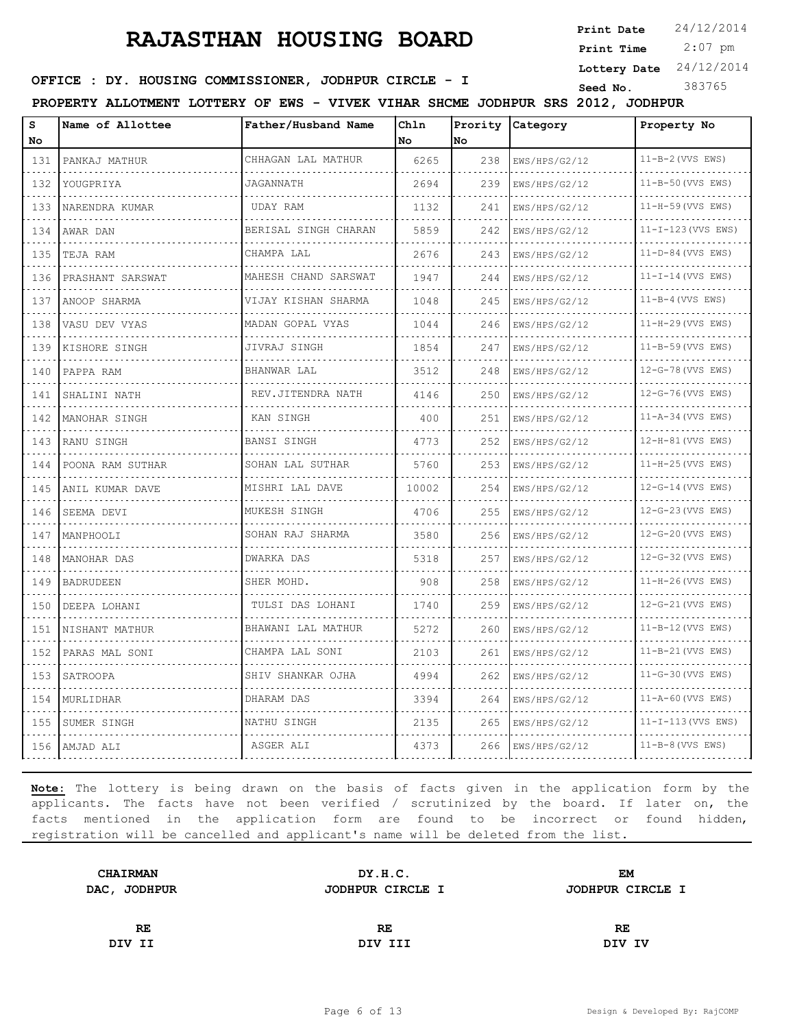# RAJASTHAN HOUSING BOARD

**Print Date** 24/12/2014
**Print Time** 2:07 pm
**Lottery Date** 24/12/2014
**Seed No.** 383765

**OFFICE : DY. HOUSING COMMISSIONER, JODHPUR CIRCLE - I**

**PROPERTY ALLOTMENT LOTTERY OF EWS - VIVEK VIHAR SHCME JODHPUR SRS 2012, JODHPUR**

| S No | Name of Allottee | Father/Husband Name | Chln No | Prority No | Category | Property No |
|---|---|---|---|---|---|---|
| 131 | PANKAJ MATHUR | CHHAGAN LAL MATHUR | 6265 | 238 | EWS/HPS/G2/12 | 11-B-2(VVS EWS) |
| 132 | YOUGPRIYA | JAGANNATH | 2694 | 239 | EWS/HPS/G2/12 | 11-B-50(VVS EWS) |
| 133 | NARENDRA KUMAR | UDAY RAM | 1132 | 241 | EWS/HPS/G2/12 | 11-H-59(VVS EWS) |
| 134 | AWAR DAN | BERISAL SINGH CHARAN | 5859 | 242 | EWS/HPS/G2/12 | 11-I-123(VVS EWS) |
| 135 | TEJA RAM | CHAMPA LAL | 2676 | 243 | EWS/HPS/G2/12 | 11-D-84(VVS EWS) |
| 136 | PRASHANT SARSWAT | MAHESH CHAND SARSWAT | 1947 | 244 | EWS/HPS/G2/12 | 11-I-14(VVS EWS) |
| 137 | ANOOP SHARMA | VIJAY KISHAN SHARMA | 1048 | 245 | EWS/HPS/G2/12 | 11-B-4(VVS EWS) |
| 138 | VASU DEV VYAS | MADAN GOPAL VYAS | 1044 | 246 | EWS/HPS/G2/12 | 11-H-29(VVS EWS) |
| 139 | KISHORE SINGH | JIVRAJ SINGH | 1854 | 247 | EWS/HPS/G2/12 | 11-B-59(VVS EWS) |
| 140 | PAPPA RAM | BHANWAR LAL | 3512 | 248 | EWS/HPS/G2/12 | 12-G-78(VVS EWS) |
| 141 | SHALINI NATH | REV.JITENDRA NATH | 4146 | 250 | EWS/HPS/G2/12 | 12-G-76(VVS EWS) |
| 142 | MANOHAR SINGH | KAN SINGH | 400 | 251 | EWS/HPS/G2/12 | 11-A-34(VVS EWS) |
| 143 | RANU SINGH | BANSI SINGH | 4773 | 252 | EWS/HPS/G2/12 | 12-H-81(VVS EWS) |
| 144 | POONA RAM SUTHAR | SOHAN LAL SUTHAR | 5760 | 253 | EWS/HPS/G2/12 | 11-H-25(VVS EWS) |
| 145 | ANIL KUMAR DAVE | MISHRI LAL DAVE | 10002 | 254 | EWS/HPS/G2/12 | 12-G-14(VVS EWS) |
| 146 | SEEMA DEVI | MUKESH SINGH | 4706 | 255 | EWS/HPS/G2/12 | 12-G-23(VVS EWS) |
| 147 | MANPHOOLI | SOHAN RAJ SHARMA | 3580 | 256 | EWS/HPS/G2/12 | 12-G-20(VVS EWS) |
| 148 | MANOHAR DAS | DWARKA DAS | 5318 | 257 | EWS/HPS/G2/12 | 12-G-32(VVS EWS) |
| 149 | BADRUDEEN | SHER MOHD. | 908 | 258 | EWS/HPS/G2/12 | 11-H-26(VVS EWS) |
| 150 | DEEPA LOHANI | TULSI DAS LOHANI | 1740 | 259 | EWS/HPS/G2/12 | 12-G-21(VVS EWS) |
| 151 | NISHANT MATHUR | BHAWANI LAL MATHUR | 5272 | 260 | EWS/HPS/G2/12 | 11-B-12(VVS EWS) |
| 152 | PARAS MAL SONI | CHAMPA LAL SONI | 2103 | 261 | EWS/HPS/G2/12 | 11-B-21(VVS EWS) |
| 153 | SATROOPA | SHIV SHANKAR OJHA | 4994 | 262 | EWS/HPS/G2/12 | 11-G-30(VVS EWS) |
| 154 | MURLIDHAR | DHARAM DAS | 3394 | 264 | EWS/HPS/G2/12 | 11-A-60(VVS EWS) |
| 155 | SUMER SINGH | NATHU SINGH | 2135 | 265 | EWS/HPS/G2/12 | 11-I-113(VVS EWS) |
| 156 | AMJAD ALI | ASGER ALI | 4373 | 266 | EWS/HPS/G2/12 | 11-B-8(VVS EWS) |

**Note:** The lottery is being drawn on the basis of facts given in the application form by the applicants. The facts have not been verified / scrutinized by the board. If later on, the facts mentioned in the application form are found to be incorrect or found hidden, registration will be cancelled and applicant's name will be deleted from the list.

| **CHAIRMAN** | **DY.H.C.** | **EM** |
|---|---|---|
| **DAC, JODHPUR** | **JODHPUR CIRCLE I** | **JODHPUR CIRCLE I** |
| **RE** | **RE** | **RE** |
| **DIV II** | **DIV III** | **DIV IV** |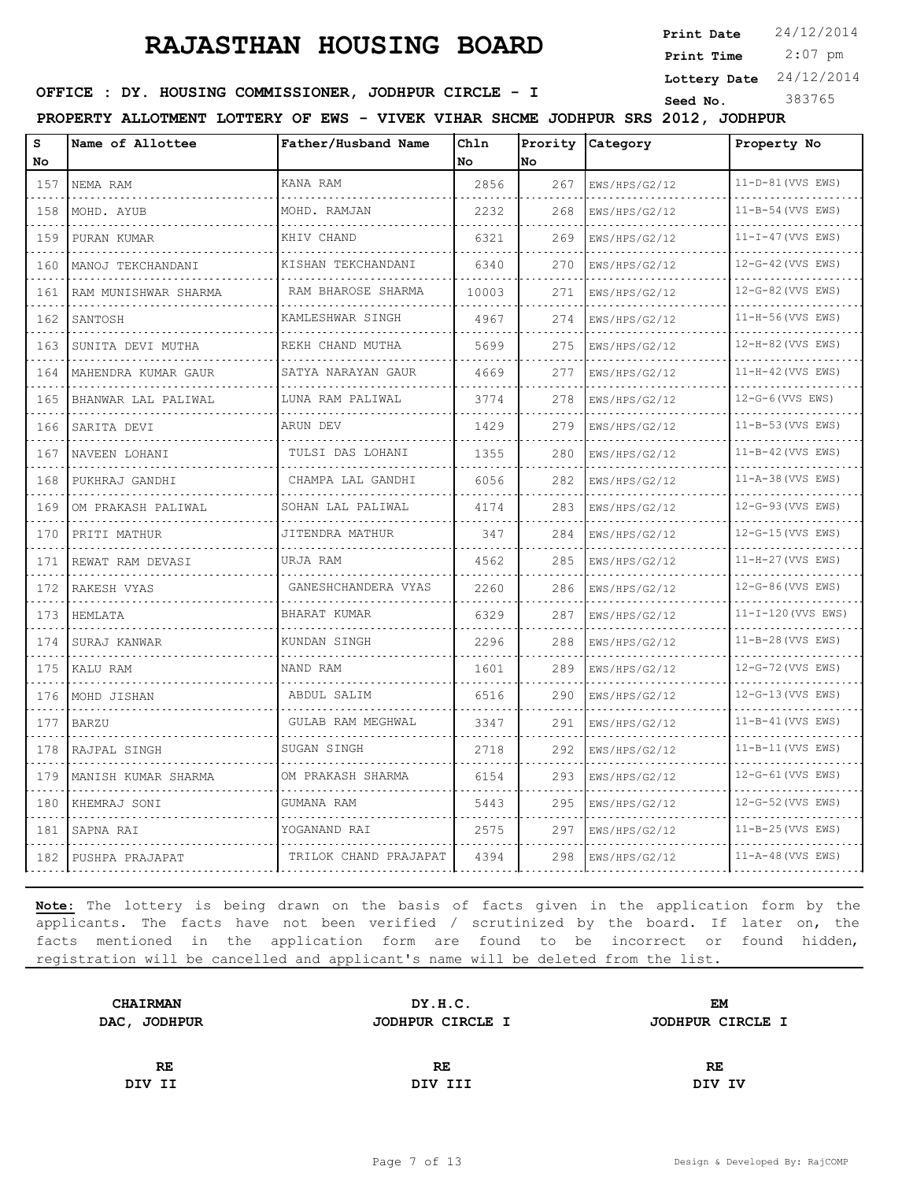# RAJASTHAN HOUSING BOARD

**Print Date** 24/12/2014
**Print Time** 2:07 pm
**Lottery Date** 24/12/2014
**Seed No.** 383765

**OFFICE : DY. HOUSING COMMISSIONER, JODHPUR CIRCLE - I**

**PROPERTY ALLOTMENT LOTTERY OF EWS - VIVEK VIHAR SHCME JODHPUR SRS 2012, JODHPUR**

| S No | Name of Allottee | Father/Husband Name | Chln No | Prority No | Category | Property No |
|---|---|---|---|---|---|---|
| 157 | NEMA RAM | KANA RAM | 2856 | 267 | EWS/HPS/G2/12 | 11-D-81(VVS EWS) |
| 158 | MOHD. AYUB | MOHD. RAMJAN | 2232 | 268 | EWS/HPS/G2/12 | 11-B-54(VVS EWS) |
| 159 | PURAN KUMAR | KHIV CHAND | 6321 | 269 | EWS/HPS/G2/12 | 11-I-47(VVS EWS) |
| 160 | MANOJ TEKCHANDANI | KISHAN TEKCHANDANI | 6340 | 270 | EWS/HPS/G2/12 | 12-G-42(VVS EWS) |
| 161 | RAM MUNISHWAR SHARMA | RAM BHAROSE SHARMA | 10003 | 271 | EWS/HPS/G2/12 | 12-G-82(VVS EWS) |
| 162 | SANTOSH | KAMLESHWAR SINGH | 4967 | 274 | EWS/HPS/G2/12 | 11-H-56(VVS EWS) |
| 163 | SUNITA DEVI MUTHA | REKH CHAND MUTHA | 5699 | 275 | EWS/HPS/G2/12 | 12-H-82(VVS EWS) |
| 164 | MAHENDRA KUMAR GAUR | SATYA NARAYAN GAUR | 4669 | 277 | EWS/HPS/G2/12 | 11-H-42(VVS EWS) |
| 165 | BHANWAR LAL PALIWAL | LUNA RAM PALIWAL | 3774 | 278 | EWS/HPS/G2/12 | 12-G-6(VVS EWS) |
| 166 | SARITA DEVI | ARUN DEV | 1429 | 279 | EWS/HPS/G2/12 | 11-B-53(VVS EWS) |
| 167 | NAVEEN LOHANI | TULSI DAS LOHANI | 1355 | 280 | EWS/HPS/G2/12 | 11-B-42(VVS EWS) |
| 168 | PUKHRAJ GANDHI | CHAMPA LAL GANDHI | 6056 | 282 | EWS/HPS/G2/12 | 11-A-38(VVS EWS) |
| 169 | OM PRAKASH PALIWAL | SOHAN LAL PALIWAL | 4174 | 283 | EWS/HPS/G2/12 | 12-G-93(VVS EWS) |
| 170 | PRITI MATHUR | JITENDRA MATHUR | 347 | 284 | EWS/HPS/G2/12 | 12-G-15(VVS EWS) |
| 171 | REWAT RAM DEVASI | URJA RAM | 4562 | 285 | EWS/HPS/G2/12 | 11-H-27(VVS EWS) |
| 172 | RAKESH VYAS | GANESHCHANDERA VYAS | 2260 | 286 | EWS/HPS/G2/12 | 12-G-86(VVS EWS) |
| 173 | HEMLATA | BHARAT KUMAR | 6329 | 287 | EWS/HPS/G2/12 | 11-I-120(VVS EWS) |
| 174 | SURAJ KANWAR | KUNDAN SINGH | 2296 | 288 | EWS/HPS/G2/12 | 11-B-28(VVS EWS) |
| 175 | KALU RAM | NAND RAM | 1601 | 289 | EWS/HPS/G2/12 | 12-G-72(VVS EWS) |
| 176 | MOHD JISHAN | ABDUL SALIM | 6516 | 290 | EWS/HPS/G2/12 | 12-G-13(VVS EWS) |
| 177 | BARZU | GULAB RAM MEGHWAL | 3347 | 291 | EWS/HPS/G2/12 | 11-B-41(VVS EWS) |
| 178 | RAJPAL SINGH | SUGAN SINGH | 2718 | 292 | EWS/HPS/G2/12 | 11-B-11(VVS EWS) |
| 179 | MANISH KUMAR SHARMA | OM PRAKASH SHARMA | 6154 | 293 | EWS/HPS/G2/12 | 12-G-61(VVS EWS) |
| 180 | KHEMRAJ SONI | GUMANA RAM | 5443 | 295 | EWS/HPS/G2/12 | 12-G-52(VVS EWS) |
| 181 | SAPNA RAI | YOGANAND RAI | 2575 | 297 | EWS/HPS/G2/12 | 11-B-25(VVS EWS) |
| 182 | PUSHPA PRAJAPAT | TRILOK CHAND PRAJAPAT | 4394 | 298 | EWS/HPS/G2/12 | 11-A-48(VVS EWS) |

**Note:** The lottery is being drawn on the basis of facts given in the application form by the applicants. The facts have not been verified / scrutinized by the board. If later on, the facts mentioned in the application form are found to be incorrect or found hidden, registration will be cancelled and applicant's name will be deleted from the list.

| **CHAIRMAN** | **DY.H.C.** | **EM** |
|---|---|---|
| **DAC, JODHPUR** | **JODHPUR CIRCLE I** | **JODHPUR CIRCLE I** |
| **RE** | **RE** | **RE** |
| **DIV II** | **DIV III** | **DIV IV** |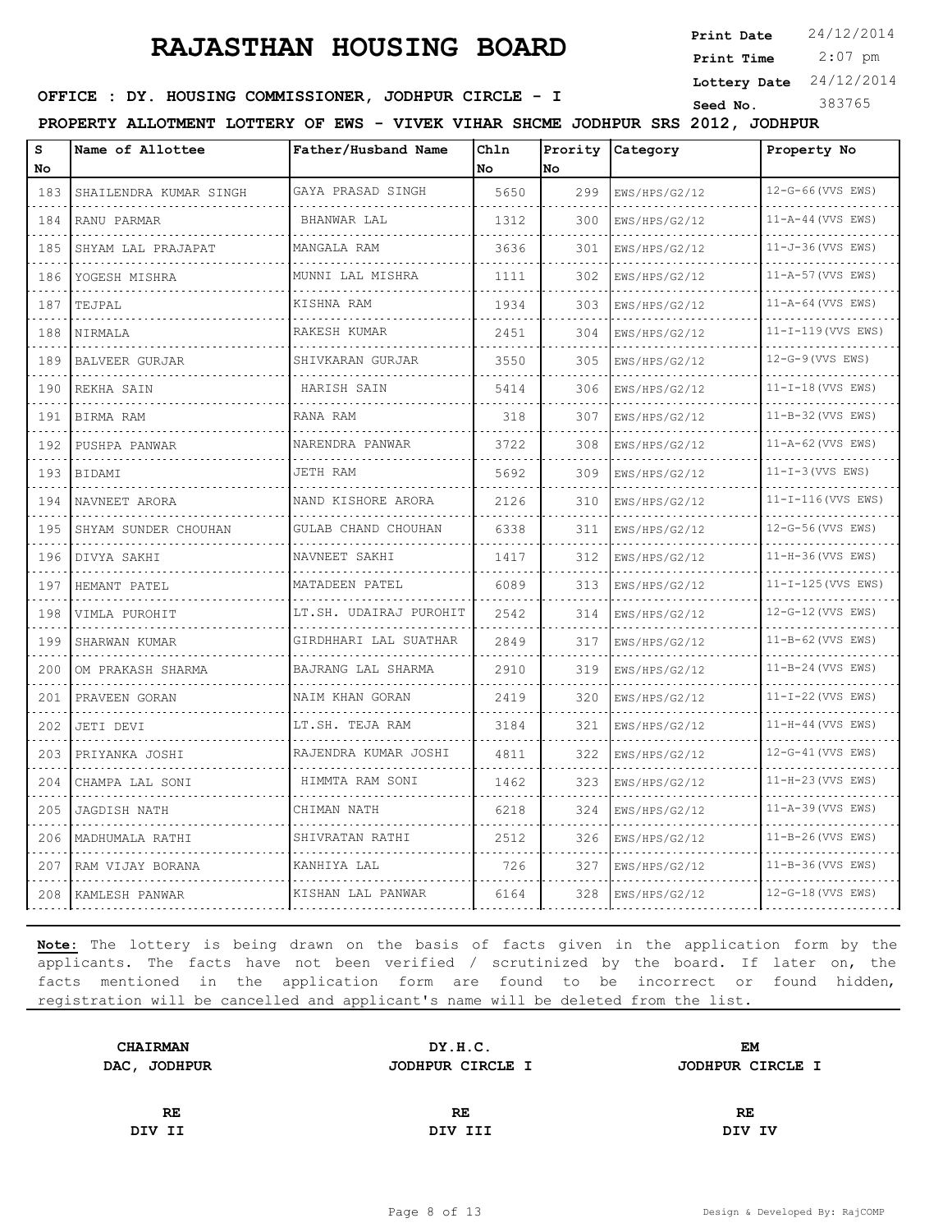# RAJASTHAN HOUSING BOARD

**Print Date** 24/12/2014
**Print Time** 2:07 pm
**Lottery Date** 24/12/2014
**Seed No.** 383765

**OFFICE : DY. HOUSING COMMISSIONER, JODHPUR CIRCLE - I**

**PROPERTY ALLOTMENT LOTTERY OF EWS - VIVEK VIHAR SHCME JODHPUR SRS 2012, JODHPUR**

| S No | Name of Allottee | Father/Husband Name | Chln No | Prority No | Category | Property No |
|---|---|---|---|---|---|---|
| 183 | SHAILENDRA KUMAR SINGH | GAYA PRASAD SINGH | 5650 | 299 | EWS/HPS/G2/12 | 12-G-66(VVS EWS) |
| 184 | RANU PARMAR | BHANWAR LAL | 1312 | 300 | EWS/HPS/G2/12 | 11-A-44(VVS EWS) |
| 185 | SHYAM LAL PRAJAPAT | MANGALA RAM | 3636 | 301 | EWS/HPS/G2/12 | 11-J-36(VVS EWS) |
| 186 | YOGESH MISHRA | MUNNI LAL MISHRA | 1111 | 302 | EWS/HPS/G2/12 | 11-A-57(VVS EWS) |
| 187 | TEJPAL | KISHNA RAM | 1934 | 303 | EWS/HPS/G2/12 | 11-A-64(VVS EWS) |
| 188 | NIRMALA | RAKESH KUMAR | 2451 | 304 | EWS/HPS/G2/12 | 11-I-119(VVS EWS) |
| 189 | BALVEER GURJAR | SHIVKARAN GURJAR | 3550 | 305 | EWS/HPS/G2/12 | 12-G-9(VVS EWS) |
| 190 | REKHA SAIN | HARISH SAIN | 5414 | 306 | EWS/HPS/G2/12 | 11-I-18(VVS EWS) |
| 191 | BIRMA RAM | RANA RAM | 318 | 307 | EWS/HPS/G2/12 | 11-B-32(VVS EWS) |
| 192 | PUSHPA PANWAR | NARENDRA PANWAR | 3722 | 308 | EWS/HPS/G2/12 | 11-A-62(VVS EWS) |
| 193 | BIDAMI | JETH RAM | 5692 | 309 | EWS/HPS/G2/12 | 11-I-3(VVS EWS) |
| 194 | NAVNEET ARORA | NAND KISHORE ARORA | 2126 | 310 | EWS/HPS/G2/12 | 11-I-116(VVS EWS) |
| 195 | SHYAM SUNDER CHOUHAN | GULAB CHAND CHOUHAN | 6338 | 311 | EWS/HPS/G2/12 | 12-G-56(VVS EWS) |
| 196 | DIVYA SAKHI | NAVNEET SAKHI | 1417 | 312 | EWS/HPS/G2/12 | 11-H-36(VVS EWS) |
| 197 | HEMANT PATEL | MATADEEN PATEL | 6089 | 313 | EWS/HPS/G2/12 | 11-I-125(VVS EWS) |
| 198 | VIMLA PUROHIT | LT.SH. UDAIRAJ PUROHIT | 2542 | 314 | EWS/HPS/G2/12 | 12-G-12(VVS EWS) |
| 199 | SHARWAN KUMAR | GIRDHHARI LAL SUATHAR | 2849 | 317 | EWS/HPS/G2/12 | 11-B-62(VVS EWS) |
| 200 | OM PRAKASH SHARMA | BAJRANG LAL SHARMA | 2910 | 319 | EWS/HPS/G2/12 | 11-B-24(VVS EWS) |
| 201 | PRAVEEN GORAN | NAIM KHAN GORAN | 2419 | 320 | EWS/HPS/G2/12 | 11-I-22(VVS EWS) |
| 202 | JETI DEVI | LT.SH. TEJA RAM | 3184 | 321 | EWS/HPS/G2/12 | 11-H-44(VVS EWS) |
| 203 | PRIYANKA JOSHI | RAJENDRA KUMAR JOSHI | 4811 | 322 | EWS/HPS/G2/12 | 12-G-41(VVS EWS) |
| 204 | CHAMPA LAL SONI | HIMMTA RAM SONI | 1462 | 323 | EWS/HPS/G2/12 | 11-H-23(VVS EWS) |
| 205 | JAGDISH NATH | CHIMAN NATH | 6218 | 324 | EWS/HPS/G2/12 | 11-A-39(VVS EWS) |
| 206 | MADHUMALA RATHI | SHIVRATAN RATHI | 2512 | 326 | EWS/HPS/G2/12 | 11-B-26(VVS EWS) |
| 207 | RAM VIJAY BORANA | KANHIYA LAL | 726 | 327 | EWS/HPS/G2/12 | 11-B-36(VVS EWS) |
| 208 | KAMLESH PANWAR | KISHAN LAL PANWAR | 6164 | 328 | EWS/HPS/G2/12 | 12-G-18(VVS EWS) |

**Note:** The lottery is being drawn on the basis of facts given in the application form by the applicants. The facts have not been verified / scrutinized by the board. If later on, the facts mentioned in the application form are found to be incorrect or found hidden, registration will be cancelled and applicant's name will be deleted from the list.

| **CHAIRMAN** | **DY.H.C.** | **EM** |
|---|---|---|
| **DAC, JODHPUR** | **JODHPUR CIRCLE I** | **JODHPUR CIRCLE I** |
| **RE** | **RE** | **RE** |
| **DIV II** | **DIV III** | **DIV IV** |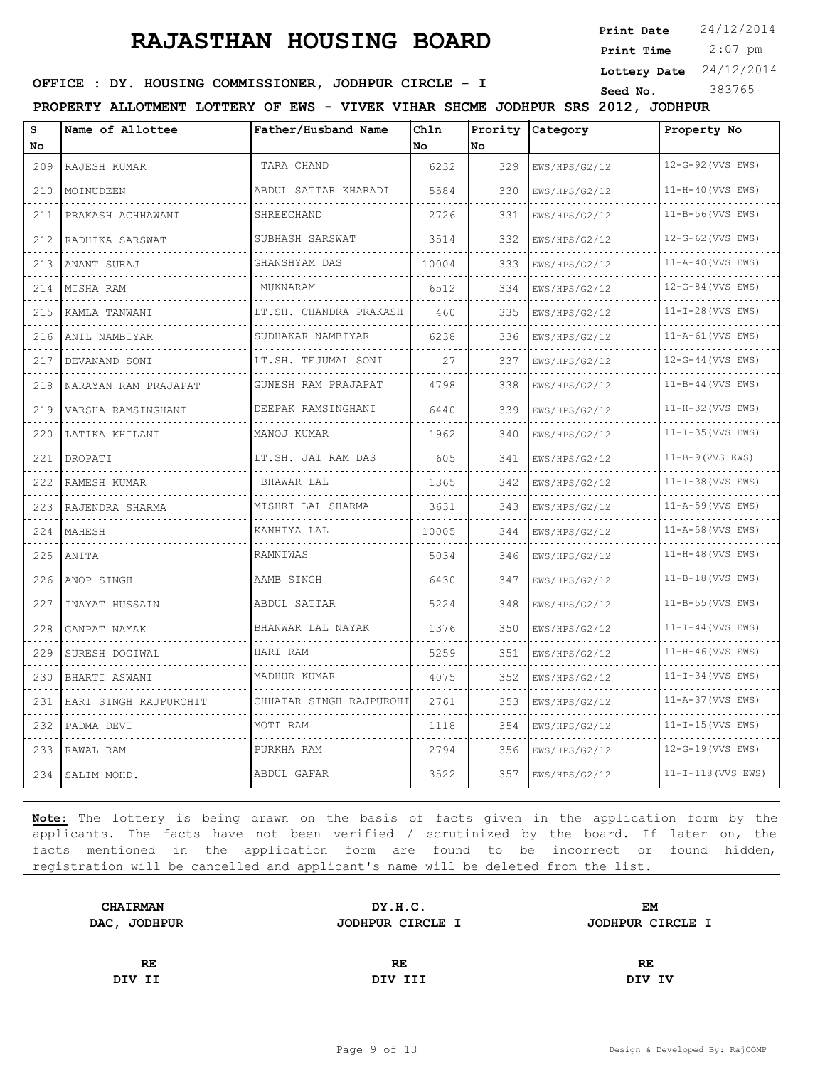# RAJASTHAN HOUSING BOARD

**Print Date** 24/12/2014
**Print Time** 2:07 pm
**Lottery Date** 24/12/2014
**Seed No.** 383765

**OFFICE : DY. HOUSING COMMISSIONER, JODHPUR CIRCLE - I**

**PROPERTY ALLOTMENT LOTTERY OF EWS - VIVEK VIHAR SHCME JODHPUR SRS 2012, JODHPUR**

| S No | Name of Allottee | Father/Husband Name | Chln No | Prority No | Category | Property No |
|---|---|---|---|---|---|---|
| 209 | RAJESH KUMAR | TARA CHAND | 6232 | 329 | EWS/HPS/G2/12 | 12-G-92(VVS EWS) |
| 210 | MOINUDEEN | ABDUL SATTAR KHARADI | 5584 | 330 | EWS/HPS/G2/12 | 11-H-40(VVS EWS) |
| 211 | PRAKASH ACHHAWANI | SHREECHAND | 2726 | 331 | EWS/HPS/G2/12 | 11-B-56(VVS EWS) |
| 212 | RADHIKA SARSWAT | SUBHASH SARSWAT | 3514 | 332 | EWS/HPS/G2/12 | 12-G-62(VVS EWS) |
| 213 | ANANT SURAJ | GHANSHYAM DAS | 10004 | 333 | EWS/HPS/G2/12 | 11-A-40(VVS EWS) |
| 214 | MISHA RAM | MUKNARAM | 6512 | 334 | EWS/HPS/G2/12 | 12-G-84(VVS EWS) |
| 215 | KAMLA TANWANI | LT.SH. CHANDRA PRAKASH | 460 | 335 | EWS/HPS/G2/12 | 11-I-28(VVS EWS) |
| 216 | ANIL NAMBIYAR | SUDHAKAR NAMBIYAR | 6238 | 336 | EWS/HPS/G2/12 | 11-A-61(VVS EWS) |
| 217 | DEVANAND SONI | LT.SH. TEJUMAL SONI | 27 | 337 | EWS/HPS/G2/12 | 12-G-44(VVS EWS) |
| 218 | NARAYAN RAM PRAJAPAT | GUNESH RAM PRAJAPAT | 4798 | 338 | EWS/HPS/G2/12 | 11-B-44(VVS EWS) |
| 219 | VARSHA RAMSINGHANI | DEEPAK RAMSINGHANI | 6440 | 339 | EWS/HPS/G2/12 | 11-H-32(VVS EWS) |
| 220 | LATIKA KHILANI | MANOJ KUMAR | 1962 | 340 | EWS/HPS/G2/12 | 11-I-35(VVS EWS) |
| 221 | DROPATI | LT.SH. JAI RAM DAS | 605 | 341 | EWS/HPS/G2/12 | 11-B-9(VVS EWS) |
| 222 | RAMESH KUMAR | BHAWAR LAL | 1365 | 342 | EWS/HPS/G2/12 | 11-I-38(VVS EWS) |
| 223 | RAJENDRA SHARMA | MISHRI LAL SHARMA | 3631 | 343 | EWS/HPS/G2/12 | 11-A-59(VVS EWS) |
| 224 | MAHESH | KANHIYA LAL | 10005 | 344 | EWS/HPS/G2/12 | 11-A-58(VVS EWS) |
| 225 | ANITA | RAMNIWAS | 5034 | 346 | EWS/HPS/G2/12 | 11-H-48(VVS EWS) |
| 226 | ANOP SINGH | AAMB SINGH | 6430 | 347 | EWS/HPS/G2/12 | 11-B-18(VVS EWS) |
| 227 | INAYAT HUSSAIN | ABDUL SATTAR | 5224 | 348 | EWS/HPS/G2/12 | 11-B-55(VVS EWS) |
| 228 | GANPAT NAYAK | BHANWAR LAL NAYAK | 1376 | 350 | EWS/HPS/G2/12 | 11-I-44(VVS EWS) |
| 229 | SURESH DOGIWAL | HARI RAM | 5259 | 351 | EWS/HPS/G2/12 | 11-H-46(VVS EWS) |
| 230 | BHARTI ASWANI | MADHUR KUMAR | 4075 | 352 | EWS/HPS/G2/12 | 11-I-34(VVS EWS) |
| 231 | HARI SINGH RAJPUROHIT | CHHATAR SINGH RAJPUROHI | 2761 | 353 | EWS/HPS/G2/12 | 11-A-37(VVS EWS) |
| 232 | PADMA DEVI | MOTI RAM | 1118 | 354 | EWS/HPS/G2/12 | 11-I-15(VVS EWS) |
| 233 | RAWAL RAM | PURKHA RAM | 2794 | 356 | EWS/HPS/G2/12 | 12-G-19(VVS EWS) |
| 234 | SALIM MOHD. | ABDUL GAFAR | 3522 | 357 | EWS/HPS/G2/12 | 11-I-118(VVS EWS) |

**Note:** The lottery is being drawn on the basis of facts given in the application form by the applicants. The facts have not been verified / scrutinized by the board. If later on, the facts mentioned in the application form are found to be incorrect or found hidden, registration will be cancelled and applicant's name will be deleted from the list.

| **CHAIRMAN** | **DY.H.C.** | **EM** |
|---|---|---|
| **DAC, JODHPUR** | **JODHPUR CIRCLE I** | **JODHPUR CIRCLE I** |
| **RE** | **RE** | **RE** |
| **DIV II** | **DIV III** | **DIV IV** |

Design & Developed By: RajCOMP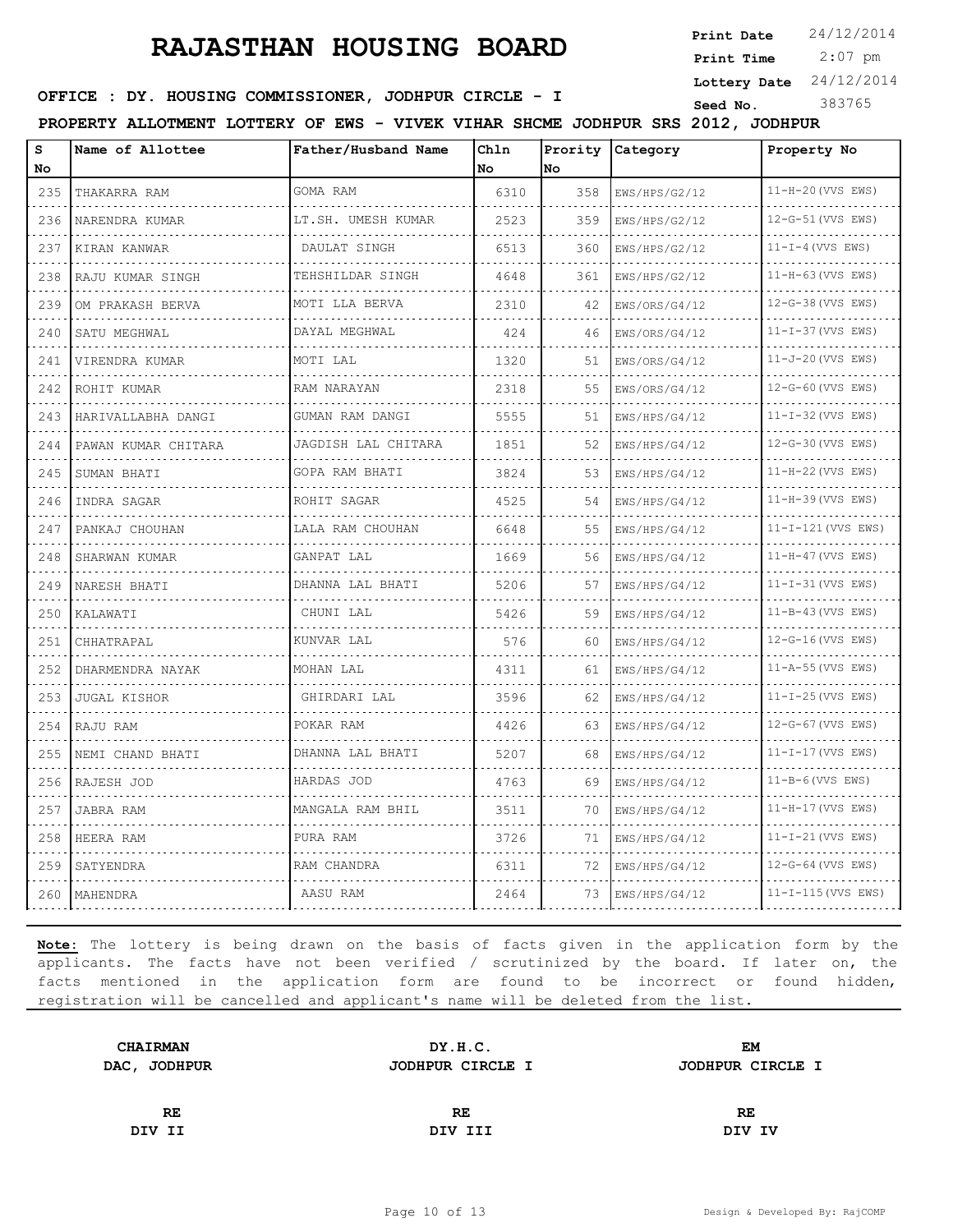# RAJASTHAN HOUSING BOARD

**Print Date** 24/12/2014
**Print Time** 2:07 pm
**Lottery Date** 24/12/2014
**Seed No.** 383765

**OFFICE : DY. HOUSING COMMISSIONER, JODHPUR CIRCLE - I**

**PROPERTY ALLOTMENT LOTTERY OF EWS - VIVEK VIHAR SHCME JODHPUR SRS 2012, JODHPUR**

| S No | Name of Allottee | Father/Husband Name | Chln No | Prority No | Category | Property No |
|---|---|---|---|---|---|---|
| 235 | THAKARRA RAM | GOMA RAM | 6310 | 358 | EWS/HPS/G2/12 | 11-H-20(VVS EWS) |
| 236 | NARENDRA KUMAR | LT.SH. UMESH KUMAR | 2523 | 359 | EWS/HPS/G2/12 | 12-G-51(VVS EWS) |
| 237 | KIRAN KANWAR | DAULAT SINGH | 6513 | 360 | EWS/HPS/G2/12 | 11-I-4(VVS EWS) |
| 238 | RAJU KUMAR SINGH | TEHSHILDAR SINGH | 4648 | 361 | EWS/HPS/G2/12 | 11-H-63(VVS EWS) |
| 239 | OM PRAKASH BERVA | MOTI LLA BERVA | 2310 | 42 | EWS/ORS/G4/12 | 12-G-38(VVS EWS) |
| 240 | SATU MEGHWAL | DAYAL MEGHWAL | 424 | 46 | EWS/ORS/G4/12 | 11-I-37(VVS EWS) |
| 241 | VIRENDRA KUMAR | MOTI LAL | 1320 | 51 | EWS/ORS/G4/12 | 11-J-20(VVS EWS) |
| 242 | ROHIT KUMAR | RAM NARAYAN | 2318 | 55 | EWS/ORS/G4/12 | 12-G-60(VVS EWS) |
| 243 | HARIVALLABHA DANGI | GUMAN RAM DANGI | 5555 | 51 | EWS/HPS/G4/12 | 11-I-32(VVS EWS) |
| 244 | PAWAN KUMAR CHITARA | JAGDISH LAL CHITARA | 1851 | 52 | EWS/HPS/G4/12 | 12-G-30(VVS EWS) |
| 245 | SUMAN BHATI | GOPA RAM BHATI | 3824 | 53 | EWS/HPS/G4/12 | 11-H-22(VVS EWS) |
| 246 | INDRA SAGAR | ROHIT SAGAR | 4525 | 54 | EWS/HPS/G4/12 | 11-H-39(VVS EWS) |
| 247 | PANKAJ CHOUHAN | LALA RAM CHOUHAN | 6648 | 55 | EWS/HPS/G4/12 | 11-I-121(VVS EWS) |
| 248 | SHARWAN KUMAR | GANPAT LAL | 1669 | 56 | EWS/HPS/G4/12 | 11-H-47(VVS EWS) |
| 249 | NARESH BHATI | DHANNA LAL BHATI | 5206 | 57 | EWS/HPS/G4/12 | 11-I-31(VVS EWS) |
| 250 | KALAWATI | CHUNI LAL | 5426 | 59 | EWS/HPS/G4/12 | 11-B-43(VVS EWS) |
| 251 | CHHATRAPAL | KUNVAR LAL | 576 | 60 | EWS/HPS/G4/12 | 12-G-16(VVS EWS) |
| 252 | DHARMENDRA NAYAK | MOHAN LAL | 4311 | 61 | EWS/HPS/G4/12 | 11-A-55(VVS EWS) |
| 253 | JUGAL KISHOR | GHIRDARI LAL | 3596 | 62 | EWS/HPS/G4/12 | 11-I-25(VVS EWS) |
| 254 | RAJU RAM | POKAR RAM | 4426 | 63 | EWS/HPS/G4/12 | 12-G-67(VVS EWS) |
| 255 | NEMI CHAND BHATI | DHANNA LAL BHATI | 5207 | 68 | EWS/HPS/G4/12 | 11-I-17(VVS EWS) |
| 256 | RAJESH JOD | HARDAS JOD | 4763 | 69 | EWS/HPS/G4/12 | 11-B-6(VVS EWS) |
| 257 | JABRA RAM | MANGALA RAM BHIL | 3511 | 70 | EWS/HPS/G4/12 | 11-H-17(VVS EWS) |
| 258 | HEERA RAM | PURA RAM | 3726 | 71 | EWS/HPS/G4/12 | 11-I-21(VVS EWS) |
| 259 | SATYENDRA | RAM CHANDRA | 6311 | 72 | EWS/HPS/G4/12 | 12-G-64(VVS EWS) |
| 260 | MAHENDRA | AASU RAM | 2464 | 73 | EWS/HPS/G4/12 | 11-I-115(VVS EWS) |

**Note:** The lottery is being drawn on the basis of facts given in the application form by the applicants. The facts have not been verified / scrutinized by the board. If later on, the facts mentioned in the application form are found to be incorrect or found hidden, registration will be cancelled and applicant's name will be deleted from the list.

| **CHAIRMAN** | **DY.H.C.** | **EM** |
|---|---|---|
| **DAC, JODHPUR** | **JODHPUR CIRCLE I** | **JODHPUR CIRCLE I** |
| **RE** | **RE** | **RE** |
| **DIV II** | **DIV III** | **DIV IV** |

Design & Developed By: RajCOMP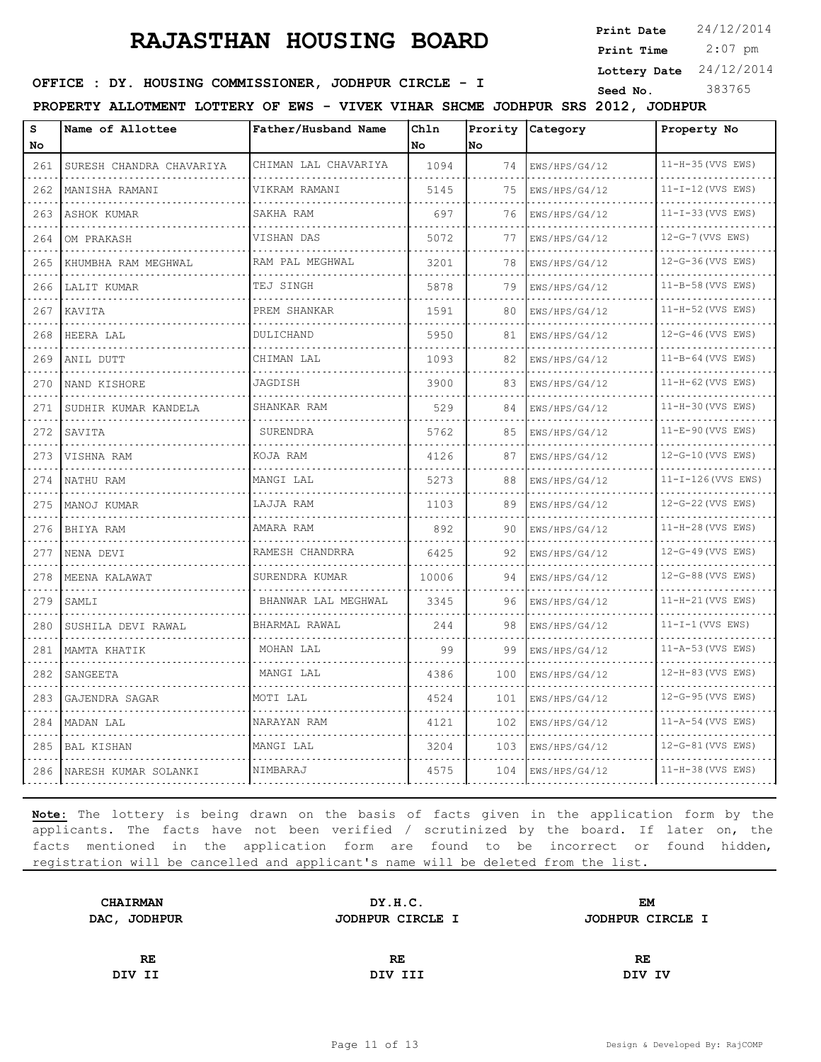# RAJASTHAN HOUSING BOARD

**Print Date** 24/12/2014
**Print Time** 2:07 pm
**Lottery Date** 24/12/2014
**Seed No.** 383765

**OFFICE : DY. HOUSING COMMISSIONER, JODHPUR CIRCLE - I**

**PROPERTY ALLOTMENT LOTTERY OF EWS - VIVEK VIHAR SHCME JODHPUR SRS 2012, JODHPUR**

| S No | Name of Allottee | Father/Husband Name | Chln No | Prority No | Category | Property No |
|---|---|---|---|---|---|---|
| 261 | SURESH CHANDRA CHAVARIYA | CHIMAN LAL CHAVARIYA | 1094 | 74 | EWS/HPS/G4/12 | 11-H-35(VVS EWS) |
| 262 | MANISHA RAMANI | VIKRAM RAMANI | 5145 | 75 | EWS/HPS/G4/12 | 11-I-12(VVS EWS) |
| 263 | ASHOK KUMAR | SAKHA RAM | 697 | 76 | EWS/HPS/G4/12 | 11-I-33(VVS EWS) |
| 264 | OM PRAKASH | VISHAN DAS | 5072 | 77 | EWS/HPS/G4/12 | 12-G-7(VVS EWS) |
| 265 | KHUMBHA RAM MEGHWAL | RAM PAL MEGHWAL | 3201 | 78 | EWS/HPS/G4/12 | 12-G-36(VVS EWS) |
| 266 | LALIT KUMAR | TEJ SINGH | 5878 | 79 | EWS/HPS/G4/12 | 11-B-58(VVS EWS) |
| 267 | KAVITA | PREM SHANKAR | 1591 | 80 | EWS/HPS/G4/12 | 11-H-52(VVS EWS) |
| 268 | HEERA LAL | DULICHAND | 5950 | 81 | EWS/HPS/G4/12 | 12-G-46(VVS EWS) |
| 269 | ANIL DUTT | CHIMAN LAL | 1093 | 82 | EWS/HPS/G4/12 | 11-B-64(VVS EWS) |
| 270 | NAND KISHORE | JAGDISH | 3900 | 83 | EWS/HPS/G4/12 | 11-H-62(VVS EWS) |
| 271 | SUDHIR KUMAR KANDELA | SHANKAR RAM | 529 | 84 | EWS/HPS/G4/12 | 11-H-30(VVS EWS) |
| 272 | SAVITA | SURENDRA | 5762 | 85 | EWS/HPS/G4/12 | 11-E-90(VVS EWS) |
| 273 | VISHNA RAM | KOJA RAM | 4126 | 87 | EWS/HPS/G4/12 | 12-G-10(VVS EWS) |
| 274 | NATHU RAM | MANGI LAL | 5273 | 88 | EWS/HPS/G4/12 | 11-I-126(VVS EWS) |
| 275 | MANOJ KUMAR | LAJJA RAM | 1103 | 89 | EWS/HPS/G4/12 | 12-G-22(VVS EWS) |
| 276 | BHIYA RAM | AMARA RAM | 892 | 90 | EWS/HPS/G4/12 | 11-H-28(VVS EWS) |
| 277 | NENA DEVI | RAMESH CHANDRRA | 6425 | 92 | EWS/HPS/G4/12 | 12-G-49(VVS EWS) |
| 278 | MEENA KALAWAT | SURENDRA KUMAR | 10006 | 94 | EWS/HPS/G4/12 | 12-G-88(VVS EWS) |
| 279 | SAMLI | BHANWAR LAL MEGHWAL | 3345 | 96 | EWS/HPS/G4/12 | 11-H-21(VVS EWS) |
| 280 | SUSHILA DEVI RAWAL | BHARMAL RAWAL | 244 | 98 | EWS/HPS/G4/12 | 11-I-1(VVS EWS) |
| 281 | MAMTA KHATIK | MOHAN LAL | 99 | 99 | EWS/HPS/G4/12 | 11-A-53(VVS EWS) |
| 282 | SANGEETA | MANGI LAL | 4386 | 100 | EWS/HPS/G4/12 | 12-H-83(VVS EWS) |
| 283 | GAJENDRA SAGAR | MOTI LAL | 4524 | 101 | EWS/HPS/G4/12 | 12-G-95(VVS EWS) |
| 284 | MADAN LAL | NARAYAN RAM | 4121 | 102 | EWS/HPS/G4/12 | 11-A-54(VVS EWS) |
| 285 | BAL KISHAN | MANGI LAL | 3204 | 103 | EWS/HPS/G4/12 | 12-G-81(VVS EWS) |
| 286 | NARESH KUMAR SOLANKI | NIMBARAJ | 4575 | 104 | EWS/HPS/G4/12 | 11-H-38(VVS EWS) |

**Note:** The lottery is being drawn on the basis of facts given in the application form by the applicants. The facts have not been verified / scrutinized by the board. If later on, the facts mentioned in the application form are found to be incorrect or found hidden, registration will be cancelled and applicant's name will be deleted from the list.

| **CHAIRMAN**<br>**DAC, JODHPUR** | **DY.H.C.**<br>**JODHPUR CIRCLE I** | **EM**<br>**JODHPUR CIRCLE I** |
|---|---|---|
| **RE**<br>**DIV II** | **RE**<br>**DIV III** | **RE**<br>**DIV IV** |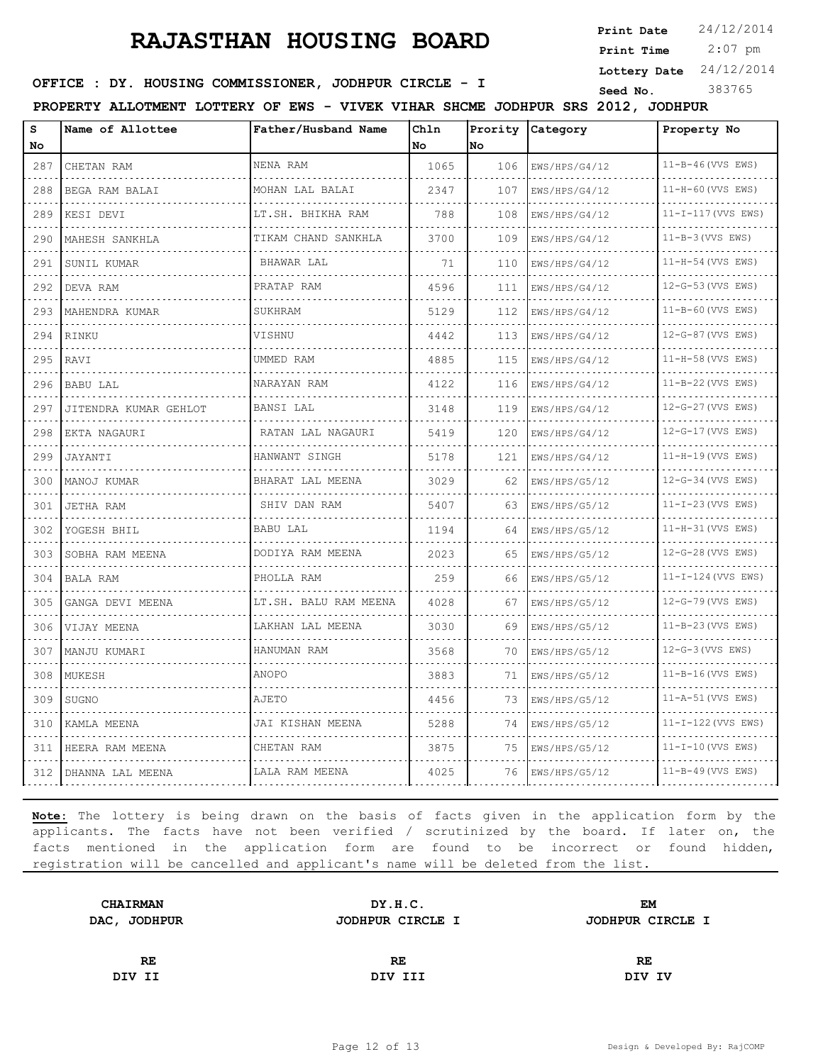# RAJASTHAN HOUSING BOARD

**Print Date** 24/12/2014
**Print Time** 2:07 pm
**Lottery Date** 24/12/2014
**Seed No.** 383765

**OFFICE : DY. HOUSING COMMISSIONER, JODHPUR CIRCLE - I**

**PROPERTY ALLOTMENT LOTTERY OF EWS - VIVEK VIHAR SHCME JODHPUR SRS 2012, JODHPUR**

| S No | Name of Allottee | Father/Husband Name | Chln No | Prority No | Category | Property No |
|---|---|---|---|---|---|---|
| 287 | CHETAN RAM | NENA RAM | 1065 | 106 | EWS/HPS/G4/12 | 11-B-46(VVS EWS) |
| 288 | BEGA RAM BALAI | MOHAN LAL BALAI | 2347 | 107 | EWS/HPS/G4/12 | 11-H-60(VVS EWS) |
| 289 | KESI DEVI | LT.SH. BHIKHA RAM | 788 | 108 | EWS/HPS/G4/12 | 11-I-117(VVS EWS) |
| 290 | MAHESH SANKHLA | TIKAM CHAND SANKHLA | 3700 | 109 | EWS/HPS/G4/12 | 11-B-3(VVS EWS) |
| 291 | SUNIL KUMAR | BHAWAR LAL | 71 | 110 | EWS/HPS/G4/12 | 11-H-54(VVS EWS) |
| 292 | DEVA RAM | PRATAP RAM | 4596 | 111 | EWS/HPS/G4/12 | 12-G-53(VVS EWS) |
| 293 | MAHENDRA KUMAR | SUKHRAM | 5129 | 112 | EWS/HPS/G4/12 | 11-B-60(VVS EWS) |
| 294 | RINKU | VISHNU | 4442 | 113 | EWS/HPS/G4/12 | 12-G-87(VVS EWS) |
| 295 | RAVI | UMMED RAM | 4885 | 115 | EWS/HPS/G4/12 | 11-H-58(VVS EWS) |
| 296 | BABU LAL | NARAYAN RAM | 4122 | 116 | EWS/HPS/G4/12 | 11-B-22(VVS EWS) |
| 297 | JITENDRA KUMAR GEHLOT | BANSI LAL | 3148 | 119 | EWS/HPS/G4/12 | 12-G-27(VVS EWS) |
| 298 | EKTA NAGAURI | RATAN LAL NAGAURI | 5419 | 120 | EWS/HPS/G4/12 | 12-G-17(VVS EWS) |
| 299 | JAYANTI | HANWANT SINGH | 5178 | 121 | EWS/HPS/G4/12 | 11-H-19(VVS EWS) |
| 300 | MANOJ KUMAR | BHARAT LAL MEENA | 3029 | 62 | EWS/HPS/G5/12 | 12-G-34(VVS EWS) |
| 301 | JETHA RAM | SHIV DAN RAM | 5407 | 63 | EWS/HPS/G5/12 | 11-I-23(VVS EWS) |
| 302 | YOGESH BHIL | BABU LAL | 1194 | 64 | EWS/HPS/G5/12 | 11-H-31(VVS EWS) |
| 303 | SOBHA RAM MEENA | DODIYA RAM MEENA | 2023 | 65 | EWS/HPS/G5/12 | 12-G-28(VVS EWS) |
| 304 | BALA RAM | PHOLLA RAM | 259 | 66 | EWS/HPS/G5/12 | 11-I-124(VVS EWS) |
| 305 | GANGA DEVI MEENA | LT.SH. BALU RAM MEENA | 4028 | 67 | EWS/HPS/G5/12 | 12-G-79(VVS EWS) |
| 306 | VIJAY MEENA | LAKHAN LAL MEENA | 3030 | 69 | EWS/HPS/G5/12 | 11-B-23(VVS EWS) |
| 307 | MANJU KUMARI | HANUMAN RAM | 3568 | 70 | EWS/HPS/G5/12 | 12-G-3(VVS EWS) |
| 308 | MUKESH | ANOPO | 3883 | 71 | EWS/HPS/G5/12 | 11-B-16(VVS EWS) |
| 309 | SUGNO | AJETO | 4456 | 73 | EWS/HPS/G5/12 | 11-A-51(VVS EWS) |
| 310 | KAMLA MEENA | JAI KISHAN MEENA | 5288 | 74 | EWS/HPS/G5/12 | 11-I-122(VVS EWS) |
| 311 | HEERA RAM MEENA | CHETAN RAM | 3875 | 75 | EWS/HPS/G5/12 | 11-I-10(VVS EWS) |
| 312 | DHANNA LAL MEENA | LALA RAM MEENA | 4025 | 76 | EWS/HPS/G5/12 | 11-B-49(VVS EWS) |

**Note:** The lottery is being drawn on the basis of facts given in the application form by the applicants. The facts have not been verified / scrutinized by the board. If later on, the facts mentioned in the application form are found to be incorrect or found hidden, registration will be cancelled and applicant's name will be deleted from the list.

| **CHAIRMAN** | **DY.H.C.** | **EM** |
|---|---|---|
| **DAC, JODHPUR** | **JODHPUR CIRCLE I** | **JODHPUR CIRCLE I** |
| **RE** | **RE** | **RE** |
| **DIV II** | **DIV III** | **DIV IV** |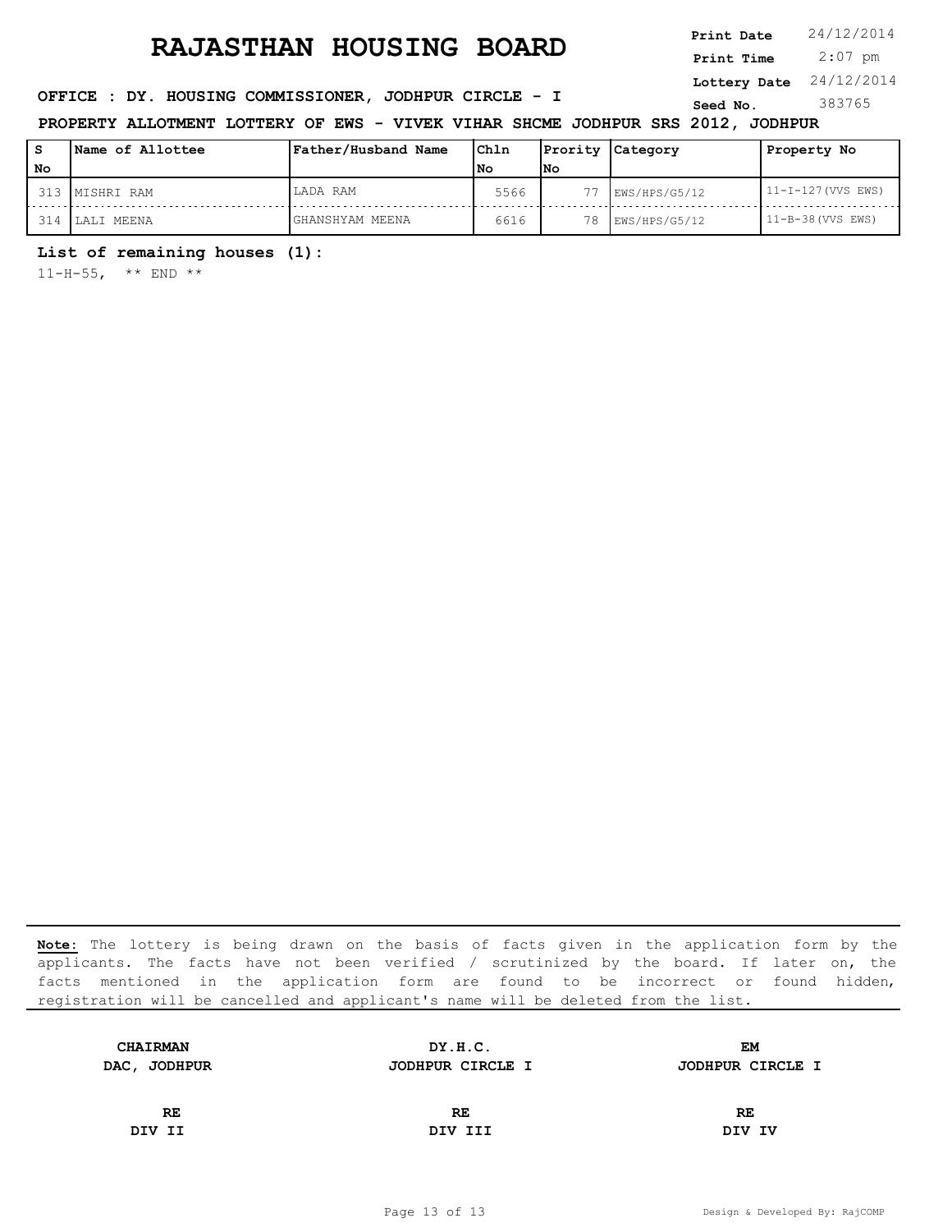# RAJASTHAN HOUSING BOARD

**Print Date** 24/12/2014
**Print Time** 2:07 pm
**Lottery Date** 24/12/2014
**Seed No.** 383765

**OFFICE : DY. HOUSING COMMISSIONER, JODHPUR CIRCLE - I**

**PROPERTY ALLOTMENT LOTTERY OF EWS - VIVEK VIHAR SHCME JODHPUR SRS 2012, JODHPUR**

| S No | Name of Allottee | Father/Husband Name | Chln No | Prority No | Category | Property No |
|---|---|---|---|---|---|---|
| 313 | MISHRI RAM | LADA RAM | 5566 | 77 | EWS/HPS/G5/12 | 11-I-127(VVS EWS) |
| 314 | LALI MEENA | GHANSHYAM MEENA | 6616 | 78 | EWS/HPS/G5/12 | 11-B-38(VVS EWS) |

**List of remaining houses (1):**

11-H-55, ** END **

**Note:** The lottery is being drawn on the basis of facts given in the application form by the applicants. The facts have not been verified / scrutinized by the board. If later on, the facts mentioned in the application form are found to be incorrect or found hidden, registration will be cancelled and applicant's name will be deleted from the list.

| | | |
|---|---|---|
| **CHAIRMAN** | **DY.H.C.** | **EM** |
| **DAC, JODHPUR** | **JODHPUR CIRCLE I** | **JODHPUR CIRCLE I** |
| **RE** | **RE** | **RE** |
| **DIV II** | **DIV III** | **DIV IV** |

Design & Developed By: RajCOMP